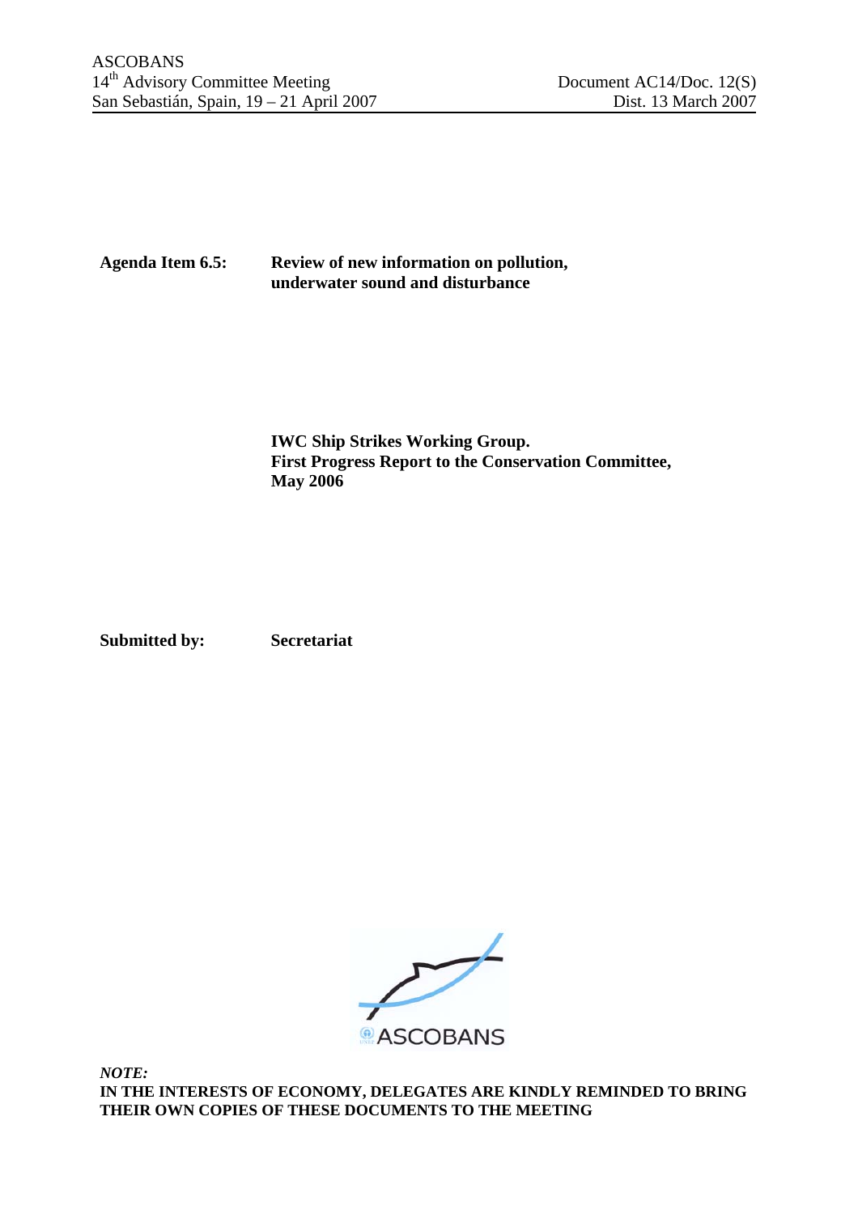ASCOBANS
14th Advisory Committee Meeting
San Sebastián, Spain, 19 – 21 April 2007

Document AC14/Doc. 12(S)
Dist. 13 March 2007

**Agenda Item 6.5:** **Review of new information on pollution, underwater sound and disturbance**

**IWC Ship Strikes Working Group.**
**First Progress Report to the Conservation Committee, May 2006**

**Submitted by:** **Secretariat**

ASCOBANS

***NOTE:***
**IN THE INTERESTS OF ECONOMY, DELEGATES ARE KINDLY REMINDED TO BRING THEIR OWN COPIES OF THESE DOCUMENTS TO THE MEETING**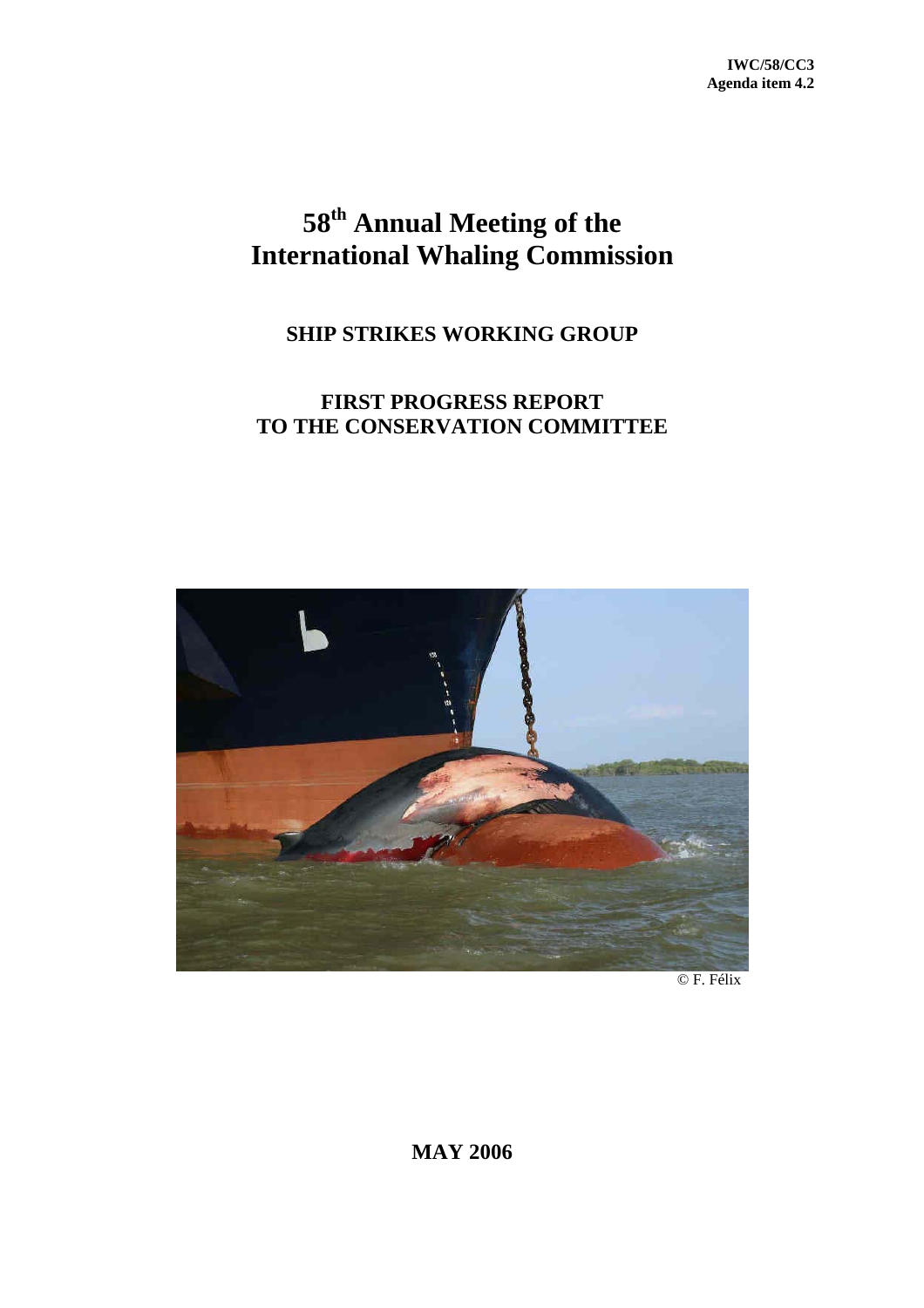**IWC/58/CC3**
**Agenda item 4.2**

# 58th Annual Meeting of the International Whaling Commission

## SHIP STRIKES WORKING GROUP

## FIRST PROGRESS REPORT TO THE CONSERVATION COMMITTEE

© F. Félix

**MAY 2006**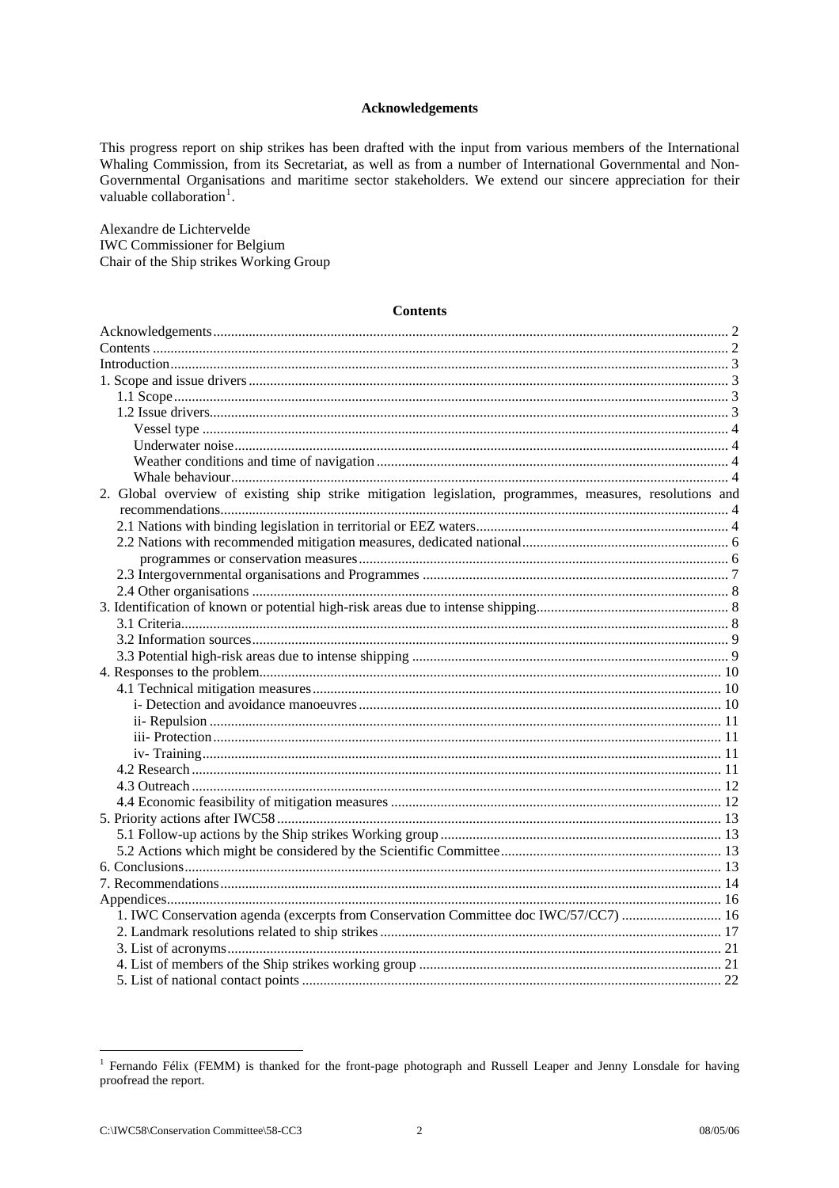## Acknowledgements

This progress report on ship strikes has been drafted with the input from various members of the International Whaling Commission, from its Secretariat, as well as from a number of International Governmental and Non-Governmental Organisations and maritime sector stakeholders. We extend our sincere appreciation for their valuable collaboration[1].

Alexandre de Lichtervelde
IWC Commissioner for Belgium
Chair of the Ship strikes Working Group

## Contents

- Acknowledgements ..... 2
- Contents ..... 2
- Introduction ..... 3
- 1. Scope and issue drivers ..... 3
  - 1.1 Scope ..... 3
  - 1.2 Issue drivers ..... 3
    - Vessel type ..... 4
    - Underwater noise ..... 4
    - Weather conditions and time of navigation ..... 4
    - Whale behaviour ..... 4
- 2. Global overview of existing ship strike mitigation legislation, programmes, measures, resolutions and recommendations ..... 4
  - 2.1 Nations with binding legislation in territorial or EEZ waters ..... 4
  - 2.2 Nations with recommended mitigation measures, dedicated national ..... 6
    programmes or conservation measures ..... 6
  - 2.3 Intergovernmental organisations and Programmes ..... 7
  - 2.4 Other organisations ..... 8
- 3. Identification of known or potential high-risk areas due to intense shipping ..... 8
  - 3.1 Criteria ..... 8
  - 3.2 Information sources ..... 9
  - 3.3 Potential high-risk areas due to intense shipping ..... 9
- 4. Responses to the problem ..... 10
  - 4.1 Technical mitigation measures ..... 10
    - i- Detection and avoidance manoeuvres ..... 10
    - ii- Repulsion ..... 11
    - iii- Protection ..... 11
    - iv- Training ..... 11
  - 4.2 Research ..... 11
  - 4.3 Outreach ..... 12
  - 4.4 Economic feasibility of mitigation measures ..... 12
- 5. Priority actions after IWC58 ..... 13
  - 5.1 Follow-up actions by the Ship strikes Working group ..... 13
  - 5.2 Actions which might be considered by the Scientific Committee ..... 13
- 6. Conclusions ..... 13
- 7. Recommendations ..... 14
- Appendices ..... 16
  - 1. IWC Conservation agenda (excerpts from Conservation Committee doc IWC/57/CC7) ..... 16
  - 2. Landmark resolutions related to ship strikes ..... 17
  - 3. List of acronyms ..... 21
  - 4. List of members of the Ship strikes working group ..... 21
  - 5. List of national contact points ..... 22

[1] Fernando Félix (FEMM) is thanked for the front-page photograph and Russell Leaper and Jenny Lonsdale for having proofread the report.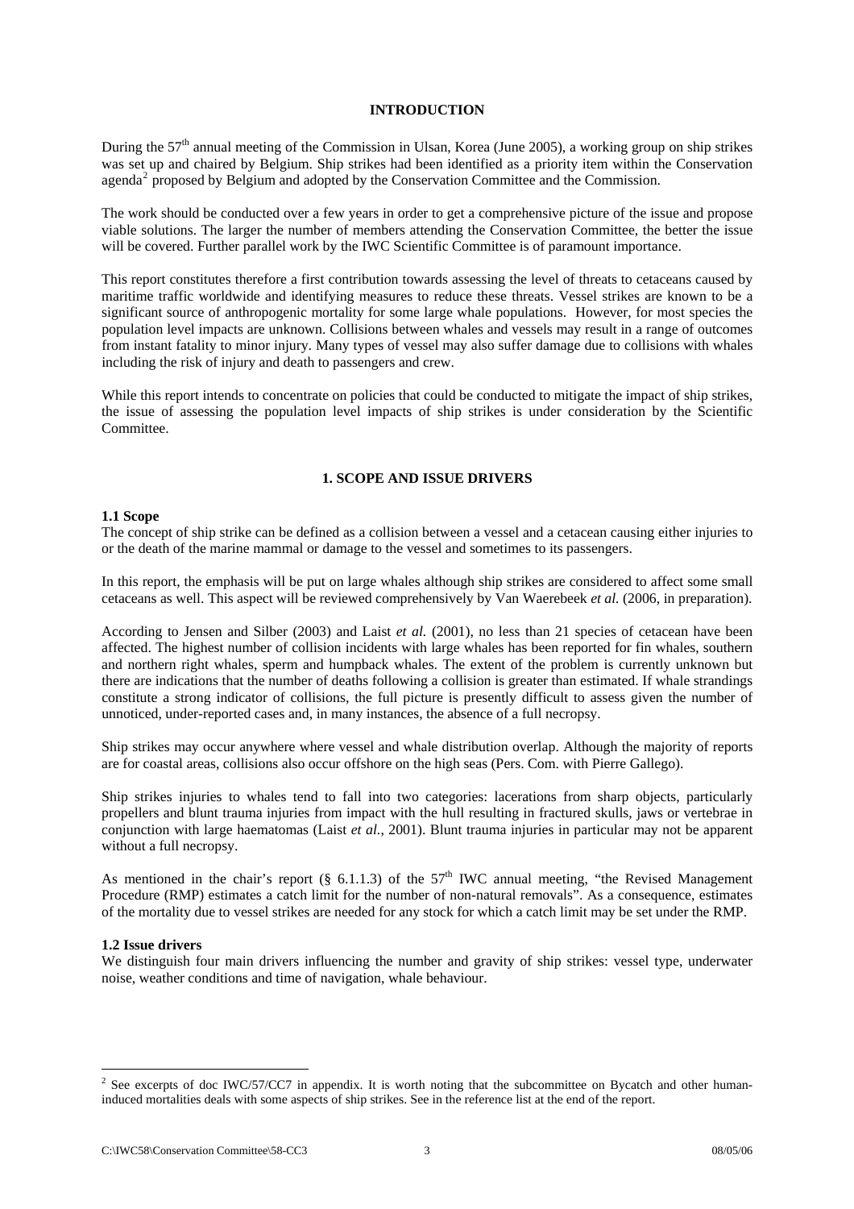## INTRODUCTION

During the 57th annual meeting of the Commission in Ulsan, Korea (June 2005), a working group on ship strikes was set up and chaired by Belgium. Ship strikes had been identified as a priority item within the Conservation agenda[2] proposed by Belgium and adopted by the Conservation Committee and the Commission.

The work should be conducted over a few years in order to get a comprehensive picture of the issue and propose viable solutions. The larger the number of members attending the Conservation Committee, the better the issue will be covered. Further parallel work by the IWC Scientific Committee is of paramount importance.

This report constitutes therefore a first contribution towards assessing the level of threats to cetaceans caused by maritime traffic worldwide and identifying measures to reduce these threats. Vessel strikes are known to be a significant source of anthropogenic mortality for some large whale populations. However, for most species the population level impacts are unknown. Collisions between whales and vessels may result in a range of outcomes from instant fatality to minor injury. Many types of vessel may also suffer damage due to collisions with whales including the risk of injury and death to passengers and crew.

While this report intends to concentrate on policies that could be conducted to mitigate the impact of ship strikes, the issue of assessing the population level impacts of ship strikes is under consideration by the Scientific Committee.

## 1. SCOPE AND ISSUE DRIVERS

### 1.1 Scope

The concept of ship strike can be defined as a collision between a vessel and a cetacean causing either injuries to or the death of the marine mammal or damage to the vessel and sometimes to its passengers.

In this report, the emphasis will be put on large whales although ship strikes are considered to affect some small cetaceans as well. This aspect will be reviewed comprehensively by Van Waerebeek *et al.* (2006, in preparation).

According to Jensen and Silber (2003) and Laist *et al.* (2001), no less than 21 species of cetacean have been affected. The highest number of collision incidents with large whales has been reported for fin whales, southern and northern right whales, sperm and humpback whales. The extent of the problem is currently unknown but there are indications that the number of deaths following a collision is greater than estimated. If whale strandings constitute a strong indicator of collisions, the full picture is presently difficult to assess given the number of unnoticed, under-reported cases and, in many instances, the absence of a full necropsy.

Ship strikes may occur anywhere where vessel and whale distribution overlap. Although the majority of reports are for coastal areas, collisions also occur offshore on the high seas (Pers. Com. with Pierre Gallego).

Ship strikes injuries to whales tend to fall into two categories: lacerations from sharp objects, particularly propellers and blunt trauma injuries from impact with the hull resulting in fractured skulls, jaws or vertebrae in conjunction with large haematomas (Laist *et al.*, 2001). Blunt trauma injuries in particular may not be apparent without a full necropsy.

As mentioned in the chair's report (§ 6.1.1.3) of the 57th IWC annual meeting, "the Revised Management Procedure (RMP) estimates a catch limit for the number of non-natural removals". As a consequence, estimates of the mortality due to vessel strikes are needed for any stock for which a catch limit may be set under the RMP.

### 1.2 Issue drivers

We distinguish four main drivers influencing the number and gravity of ship strikes: vessel type, underwater noise, weather conditions and time of navigation, whale behaviour.

---

[2] See excerpts of doc IWC/57/CC7 in appendix. It is worth noting that the subcommittee on Bycatch and other human-induced mortalities deals with some aspects of ship strikes. See in the reference list at the end of the report.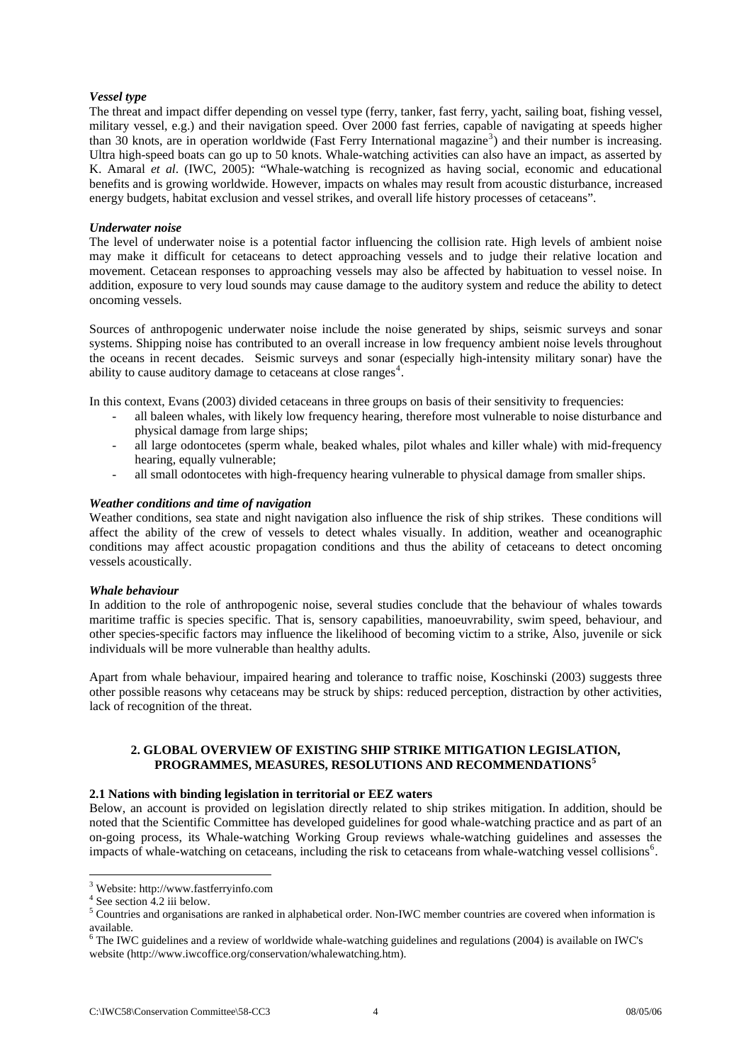### *Vessel type*

The threat and impact differ depending on vessel type (ferry, tanker, fast ferry, yacht, sailing boat, fishing vessel, military vessel, e.g.) and their navigation speed. Over 2000 fast ferries, capable of navigating at speeds higher than 30 knots, are in operation worldwide (Fast Ferry International magazine[3]) and their number is increasing. Ultra high-speed boats can go up to 50 knots. Whale-watching activities can also have an impact, as asserted by K. Amaral *et al*. (IWC, 2005): "Whale-watching is recognized as having social, economic and educational benefits and is growing worldwide. However, impacts on whales may result from acoustic disturbance, increased energy budgets, habitat exclusion and vessel strikes, and overall life history processes of cetaceans".

### *Underwater noise*

The level of underwater noise is a potential factor influencing the collision rate. High levels of ambient noise may make it difficult for cetaceans to detect approaching vessels and to judge their relative location and movement. Cetacean responses to approaching vessels may also be affected by habituation to vessel noise. In addition, exposure to very loud sounds may cause damage to the auditory system and reduce the ability to detect oncoming vessels.

Sources of anthropogenic underwater noise include the noise generated by ships, seismic surveys and sonar systems. Shipping noise has contributed to an overall increase in low frequency ambient noise levels throughout the oceans in recent decades. Seismic surveys and sonar (especially high-intensity military sonar) have the ability to cause auditory damage to cetaceans at close ranges[4].

In this context, Evans (2003) divided cetaceans in three groups on basis of their sensitivity to frequencies:

- all baleen whales, with likely low frequency hearing, therefore most vulnerable to noise disturbance and physical damage from large ships;
- all large odontocetes (sperm whale, beaked whales, pilot whales and killer whale) with mid-frequency hearing, equally vulnerable;
- all small odontocetes with high-frequency hearing vulnerable to physical damage from smaller ships.

### *Weather conditions and time of navigation*

Weather conditions, sea state and night navigation also influence the risk of ship strikes. These conditions will affect the ability of the crew of vessels to detect whales visually. In addition, weather and oceanographic conditions may affect acoustic propagation conditions and thus the ability of cetaceans to detect oncoming vessels acoustically.

### *Whale behaviour*

In addition to the role of anthropogenic noise, several studies conclude that the behaviour of whales towards maritime traffic is species specific. That is, sensory capabilities, manoeuvrability, swim speed, behaviour, and other species-specific factors may influence the likelihood of becoming victim to a strike, Also, juvenile or sick individuals will be more vulnerable than healthy adults.

Apart from whale behaviour, impaired hearing and tolerance to traffic noise, Koschinski (2003) suggests three other possible reasons why cetaceans may be struck by ships: reduced perception, distraction by other activities, lack of recognition of the threat.

## 2. GLOBAL OVERVIEW OF EXISTING SHIP STRIKE MITIGATION LEGISLATION, PROGRAMMES, MEASURES, RESOLUTIONS AND RECOMMENDATIONS[5]

### 2.1 Nations with binding legislation in territorial or EEZ waters

Below, an account is provided on legislation directly related to ship strikes mitigation. In addition, should be noted that the Scientific Committee has developed guidelines for good whale-watching practice and as part of an on-going process, its Whale-watching Working Group reviews whale-watching guidelines and assesses the impacts of whale-watching on cetaceans, including the risk to cetaceans from whale-watching vessel collisions[6].

---

[3] Website: http://www.fastferryinfo.com

[4] See section 4.2 iii below.

[5] Countries and organisations are ranked in alphabetical order. Non-IWC member countries are covered when information is available.

[6] The IWC guidelines and a review of worldwide whale-watching guidelines and regulations (2004) is available on IWC's website (http://www.iwcoffice.org/conservation/whalewatching.htm).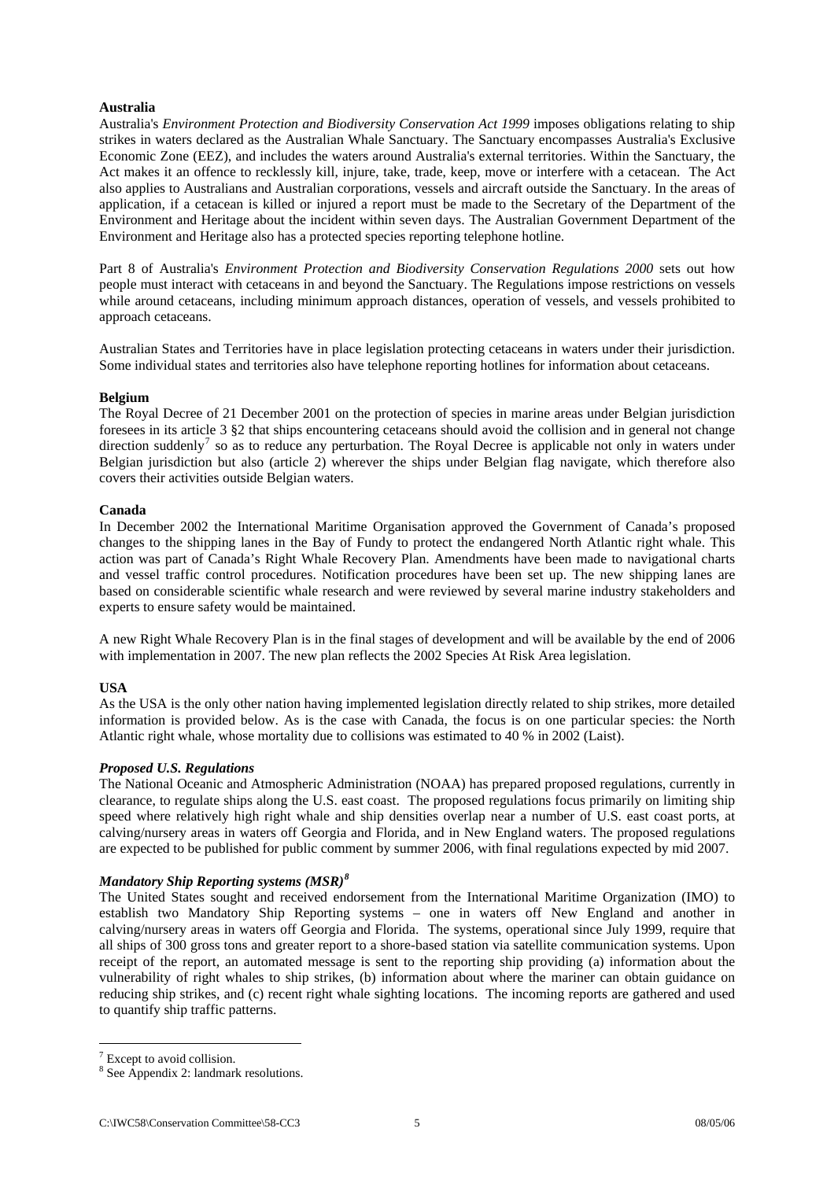**Australia**

Australia's *Environment Protection and Biodiversity Conservation Act 1999* imposes obligations relating to ship strikes in waters declared as the Australian Whale Sanctuary. The Sanctuary encompasses Australia's Exclusive Economic Zone (EEZ), and includes the waters around Australia's external territories. Within the Sanctuary, the Act makes it an offence to recklessly kill, injure, take, trade, keep, move or interfere with a cetacean. The Act also applies to Australians and Australian corporations, vessels and aircraft outside the Sanctuary. In the areas of application, if a cetacean is killed or injured a report must be made to the Secretary of the Department of the Environment and Heritage about the incident within seven days. The Australian Government Department of the Environment and Heritage also has a protected species reporting telephone hotline.

Part 8 of Australia's *Environment Protection and Biodiversity Conservation Regulations 2000* sets out how people must interact with cetaceans in and beyond the Sanctuary. The Regulations impose restrictions on vessels while around cetaceans, including minimum approach distances, operation of vessels, and vessels prohibited to approach cetaceans.

Australian States and Territories have in place legislation protecting cetaceans in waters under their jurisdiction. Some individual states and territories also have telephone reporting hotlines for information about cetaceans.

**Belgium**

The Royal Decree of 21 December 2001 on the protection of species in marine areas under Belgian jurisdiction foresees in its article 3 §2 that ships encountering cetaceans should avoid the collision and in general not change direction suddenly[7] so as to reduce any perturbation. The Royal Decree is applicable not only in waters under Belgian jurisdiction but also (article 2) wherever the ships under Belgian flag navigate, which therefore also covers their activities outside Belgian waters.

**Canada**

In December 2002 the International Maritime Organisation approved the Government of Canada's proposed changes to the shipping lanes in the Bay of Fundy to protect the endangered North Atlantic right whale. This action was part of Canada's Right Whale Recovery Plan. Amendments have been made to navigational charts and vessel traffic control procedures. Notification procedures have been set up. The new shipping lanes are based on considerable scientific whale research and were reviewed by several marine industry stakeholders and experts to ensure safety would be maintained.

A new Right Whale Recovery Plan is in the final stages of development and will be available by the end of 2006 with implementation in 2007. The new plan reflects the 2002 Species At Risk Area legislation.

**USA**

As the USA is the only other nation having implemented legislation directly related to ship strikes, more detailed information is provided below. As is the case with Canada, the focus is on one particular species: the North Atlantic right whale, whose mortality due to collisions was estimated to 40 % in 2002 (Laist).

***Proposed U.S. Regulations***

The National Oceanic and Atmospheric Administration (NOAA) has prepared proposed regulations, currently in clearance, to regulate ships along the U.S. east coast. The proposed regulations focus primarily on limiting ship speed where relatively high right whale and ship densities overlap near a number of U.S. east coast ports, at calving/nursery areas in waters off Georgia and Florida, and in New England waters. The proposed regulations are expected to be published for public comment by summer 2006, with final regulations expected by mid 2007.

***Mandatory Ship Reporting systems (MSR)[8]***

The United States sought and received endorsement from the International Maritime Organization (IMO) to establish two Mandatory Ship Reporting systems – one in waters off New England and another in calving/nursery areas in waters off Georgia and Florida. The systems, operational since July 1999, require that all ships of 300 gross tons and greater report to a shore-based station via satellite communication systems. Upon receipt of the report, an automated message is sent to the reporting ship providing (a) information about the vulnerability of right whales to ship strikes, (b) information about where the mariner can obtain guidance on reducing ship strikes, and (c) recent right whale sighting locations. The incoming reports are gathered and used to quantify ship traffic patterns.

---

[7] Except to avoid collision.

[8] See Appendix 2: landmark resolutions.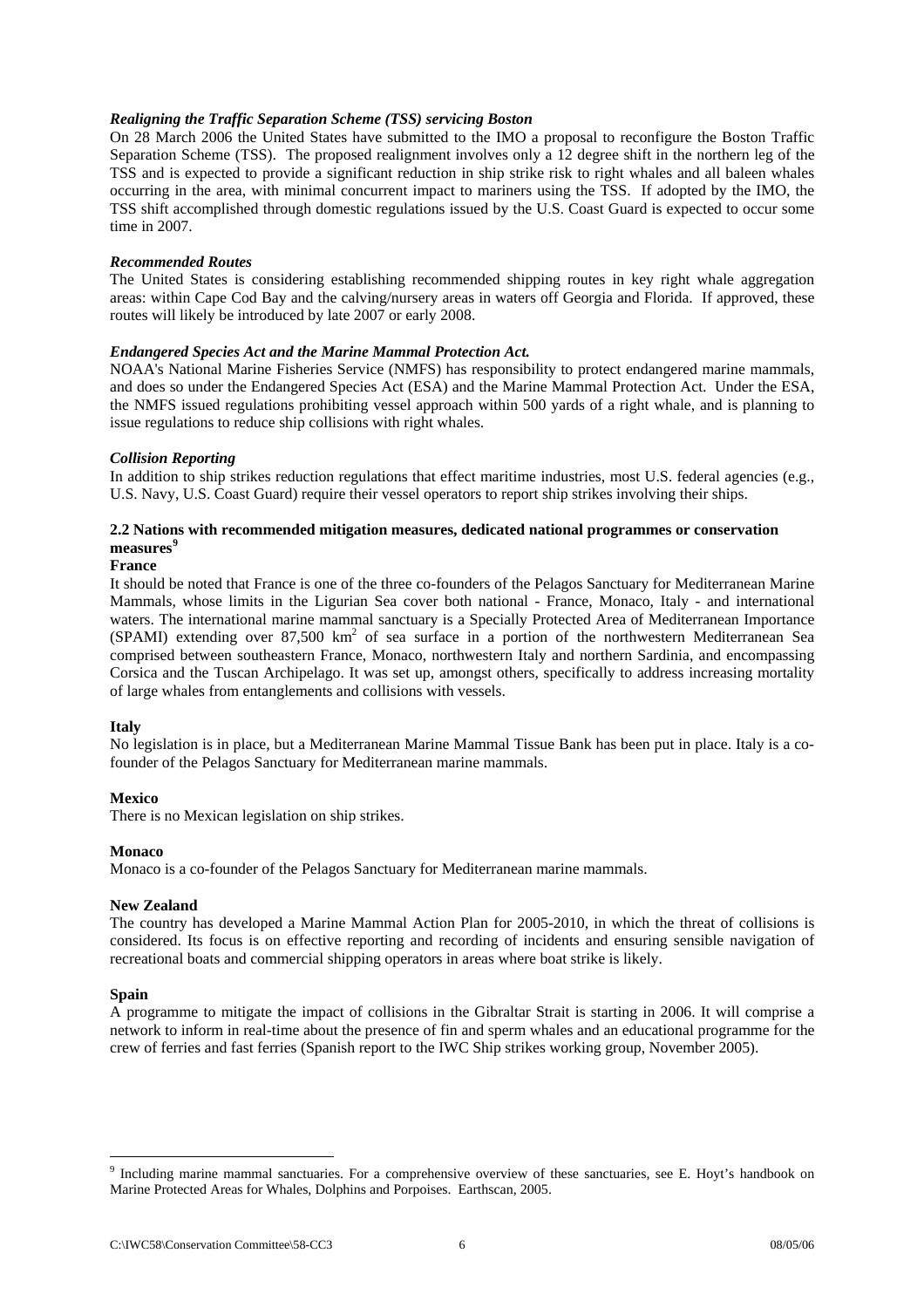***Realigning the Traffic Separation Scheme (TSS) servicing Boston***

On 28 March 2006 the United States have submitted to the IMO a proposal to reconfigure the Boston Traffic Separation Scheme (TSS). The proposed realignment involves only a 12 degree shift in the northern leg of the TSS and is expected to provide a significant reduction in ship strike risk to right whales and all baleen whales occurring in the area, with minimal concurrent impact to mariners using the TSS. If adopted by the IMO, the TSS shift accomplished through domestic regulations issued by the U.S. Coast Guard is expected to occur some time in 2007.

***Recommended Routes***

The United States is considering establishing recommended shipping routes in key right whale aggregation areas: within Cape Cod Bay and the calving/nursery areas in waters off Georgia and Florida. If approved, these routes will likely be introduced by late 2007 or early 2008.

***Endangered Species Act and the Marine Mammal Protection Act.***

NOAA's National Marine Fisheries Service (NMFS) has responsibility to protect endangered marine mammals, and does so under the Endangered Species Act (ESA) and the Marine Mammal Protection Act. Under the ESA, the NMFS issued regulations prohibiting vessel approach within 500 yards of a right whale, and is planning to issue regulations to reduce ship collisions with right whales.

***Collision Reporting***

In addition to ship strikes reduction regulations that effect maritime industries, most U.S. federal agencies (e.g., U.S. Navy, U.S. Coast Guard) require their vessel operators to report ship strikes involving their ships.

### 2.2 Nations with recommended mitigation measures, dedicated national programmes or conservation measures[9]

**France**

It should be noted that France is one of the three co-founders of the Pelagos Sanctuary for Mediterranean Marine Mammals, whose limits in the Ligurian Sea cover both national - France, Monaco, Italy - and international waters. The international marine mammal sanctuary is a Specially Protected Area of Mediterranean Importance (SPAMI) extending over 87,500 km$^2$ of sea surface in a portion of the northwestern Mediterranean Sea comprised between southeastern France, Monaco, northwestern Italy and northern Sardinia, and encompassing Corsica and the Tuscan Archipelago. It was set up, amongst others, specifically to address increasing mortality of large whales from entanglements and collisions with vessels.

**Italy**

No legislation is in place, but a Mediterranean Marine Mammal Tissue Bank has been put in place. Italy is a co-founder of the Pelagos Sanctuary for Mediterranean marine mammals.

**Mexico**

There is no Mexican legislation on ship strikes.

**Monaco**

Monaco is a co-founder of the Pelagos Sanctuary for Mediterranean marine mammals.

**New Zealand**

The country has developed a Marine Mammal Action Plan for 2005-2010, in which the threat of collisions is considered. Its focus is on effective reporting and recording of incidents and ensuring sensible navigation of recreational boats and commercial shipping operators in areas where boat strike is likely.

**Spain**

A programme to mitigate the impact of collisions in the Gibraltar Strait is starting in 2006. It will comprise a network to inform in real-time about the presence of fin and sperm whales and an educational programme for the crew of ferries and fast ferries (Spanish report to the IWC Ship strikes working group, November 2005).

---

[9] Including marine mammal sanctuaries. For a comprehensive overview of these sanctuaries, see E. Hoyt's handbook on Marine Protected Areas for Whales, Dolphins and Porpoises. Earthscan, 2005.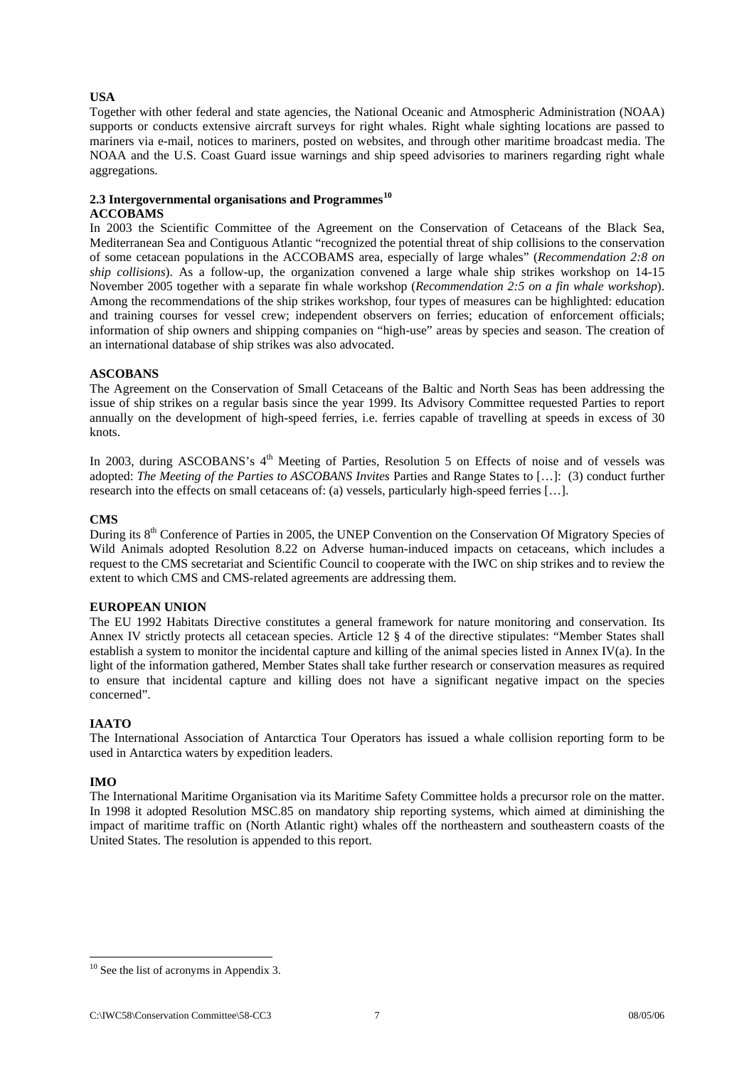**USA**

Together with other federal and state agencies, the National Oceanic and Atmospheric Administration (NOAA) supports or conducts extensive aircraft surveys for right whales. Right whale sighting locations are passed to mariners via e-mail, notices to mariners, posted on websites, and through other maritime broadcast media. The NOAA and the U.S. Coast Guard issue warnings and ship speed advisories to mariners regarding right whale aggregations.

### 2.3 Intergovernmental organisations and Programmes[10]

**ACCOBAMS**

In 2003 the Scientific Committee of the Agreement on the Conservation of Cetaceans of the Black Sea, Mediterranean Sea and Contiguous Atlantic "recognized the potential threat of ship collisions to the conservation of some cetacean populations in the ACCOBAMS area, especially of large whales" (*Recommendation 2:8 on ship collisions*). As a follow-up, the organization convened a large whale ship strikes workshop on 14-15 November 2005 together with a separate fin whale workshop (*Recommendation 2:5 on a fin whale workshop*). Among the recommendations of the ship strikes workshop, four types of measures can be highlighted: education and training courses for vessel crew; independent observers on ferries; education of enforcement officials; information of ship owners and shipping companies on "high-use" areas by species and season. The creation of an international database of ship strikes was also advocated.

**ASCOBANS**

The Agreement on the Conservation of Small Cetaceans of the Baltic and North Seas has been addressing the issue of ship strikes on a regular basis since the year 1999. Its Advisory Committee requested Parties to report annually on the development of high-speed ferries, i.e. ferries capable of travelling at speeds in excess of 30 knots.

In 2003, during ASCOBANS's 4th Meeting of Parties, Resolution 5 on Effects of noise and of vessels was adopted: *The Meeting of the Parties to ASCOBANS Invites* Parties and Range States to […]: (3) conduct further research into the effects on small cetaceans of: (a) vessels, particularly high-speed ferries […].

**CMS**

During its 8th Conference of Parties in 2005, the UNEP Convention on the Conservation Of Migratory Species of Wild Animals adopted Resolution 8.22 on Adverse human-induced impacts on cetaceans, which includes a request to the CMS secretariat and Scientific Council to cooperate with the IWC on ship strikes and to review the extent to which CMS and CMS-related agreements are addressing them.

**EUROPEAN UNION**

The EU 1992 Habitats Directive constitutes a general framework for nature monitoring and conservation. Its Annex IV strictly protects all cetacean species. Article 12 § 4 of the directive stipulates: "Member States shall establish a system to monitor the incidental capture and killing of the animal species listed in Annex IV(a). In the light of the information gathered, Member States shall take further research or conservation measures as required to ensure that incidental capture and killing does not have a significant negative impact on the species concerned".

**IAATO**

The International Association of Antarctica Tour Operators has issued a whale collision reporting form to be used in Antarctica waters by expedition leaders.

**IMO**

The International Maritime Organisation via its Maritime Safety Committee holds a precursor role on the matter. In 1998 it adopted Resolution MSC.85 on mandatory ship reporting systems, which aimed at diminishing the impact of maritime traffic on (North Atlantic right) whales off the northeastern and southeastern coasts of the United States. The resolution is appended to this report.

---

[10] See the list of acronyms in Appendix 3.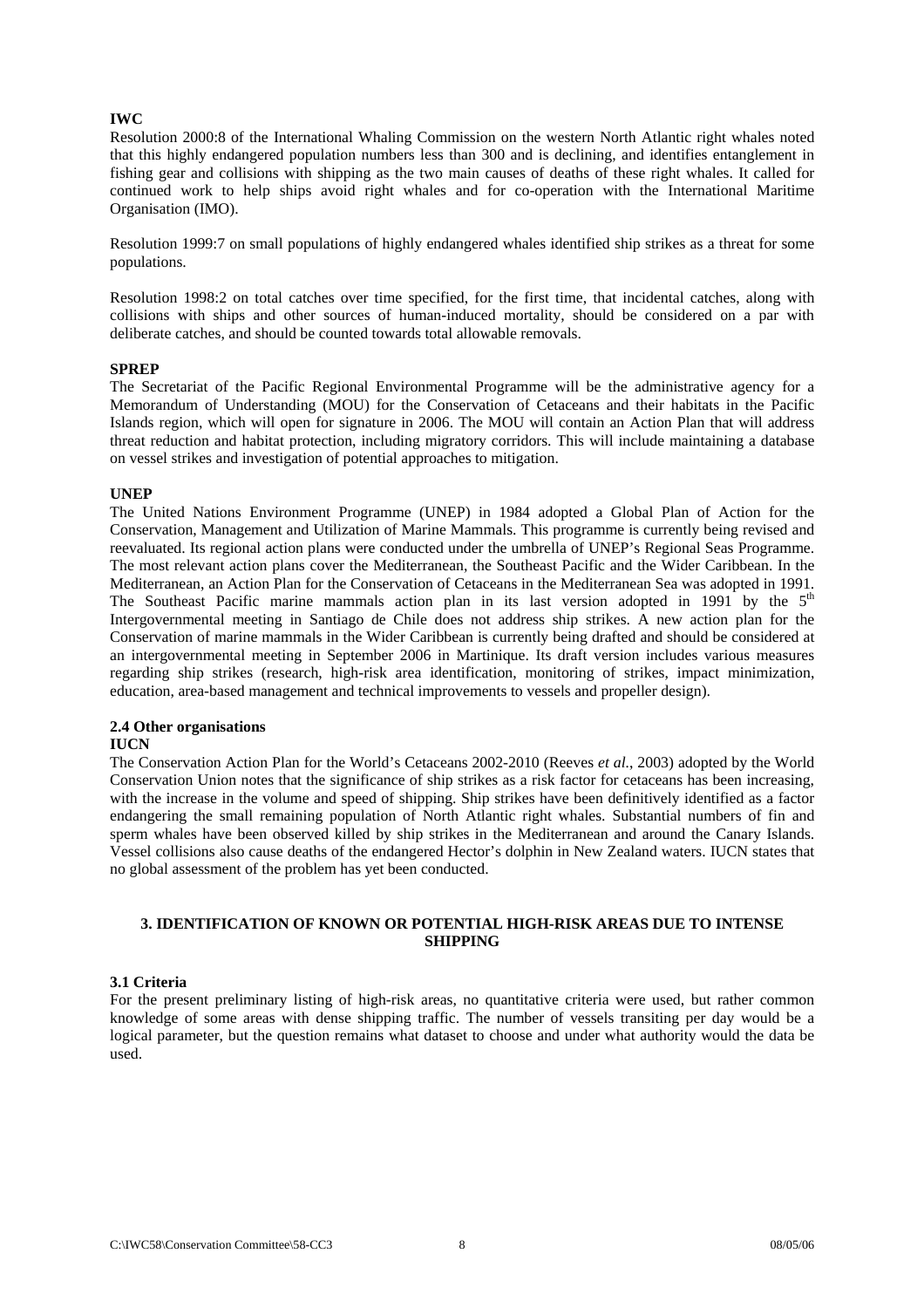**IWC**

Resolution 2000:8 of the International Whaling Commission on the western North Atlantic right whales noted that this highly endangered population numbers less than 300 and is declining, and identifies entanglement in fishing gear and collisions with shipping as the two main causes of deaths of these right whales. It called for continued work to help ships avoid right whales and for co-operation with the International Maritime Organisation (IMO).

Resolution 1999:7 on small populations of highly endangered whales identified ship strikes as a threat for some populations.

Resolution 1998:2 on total catches over time specified, for the first time, that incidental catches, along with collisions with ships and other sources of human-induced mortality, should be considered on a par with deliberate catches, and should be counted towards total allowable removals.

**SPREP**

The Secretariat of the Pacific Regional Environmental Programme will be the administrative agency for a Memorandum of Understanding (MOU) for the Conservation of Cetaceans and their habitats in the Pacific Islands region, which will open for signature in 2006. The MOU will contain an Action Plan that will address threat reduction and habitat protection, including migratory corridors. This will include maintaining a database on vessel strikes and investigation of potential approaches to mitigation.

**UNEP**

The United Nations Environment Programme (UNEP) in 1984 adopted a Global Plan of Action for the Conservation, Management and Utilization of Marine Mammals. This programme is currently being revised and reevaluated. Its regional action plans were conducted under the umbrella of UNEP's Regional Seas Programme. The most relevant action plans cover the Mediterranean, the Southeast Pacific and the Wider Caribbean. In the Mediterranean, an Action Plan for the Conservation of Cetaceans in the Mediterranean Sea was adopted in 1991. The Southeast Pacific marine mammals action plan in its last version adopted in 1991 by the 5th Intergovernmental meeting in Santiago de Chile does not address ship strikes. A new action plan for the Conservation of marine mammals in the Wider Caribbean is currently being drafted and should be considered at an intergovernmental meeting in September 2006 in Martinique. Its draft version includes various measures regarding ship strikes (research, high-risk area identification, monitoring of strikes, impact minimization, education, area-based management and technical improvements to vessels and propeller design).

### 2.4 Other organisations

**IUCN**

The Conservation Action Plan for the World's Cetaceans 2002-2010 (Reeves *et al.*, 2003) adopted by the World Conservation Union notes that the significance of ship strikes as a risk factor for cetaceans has been increasing, with the increase in the volume and speed of shipping. Ship strikes have been definitively identified as a factor endangering the small remaining population of North Atlantic right whales. Substantial numbers of fin and sperm whales have been observed killed by ship strikes in the Mediterranean and around the Canary Islands. Vessel collisions also cause deaths of the endangered Hector's dolphin in New Zealand waters. IUCN states that no global assessment of the problem has yet been conducted.

## 3. IDENTIFICATION OF KNOWN OR POTENTIAL HIGH-RISK AREAS DUE TO INTENSE SHIPPING

### 3.1 Criteria

For the present preliminary listing of high-risk areas, no quantitative criteria were used, but rather common knowledge of some areas with dense shipping traffic. The number of vessels transiting per day would be a logical parameter, but the question remains what dataset to choose and under what authority would the data be used.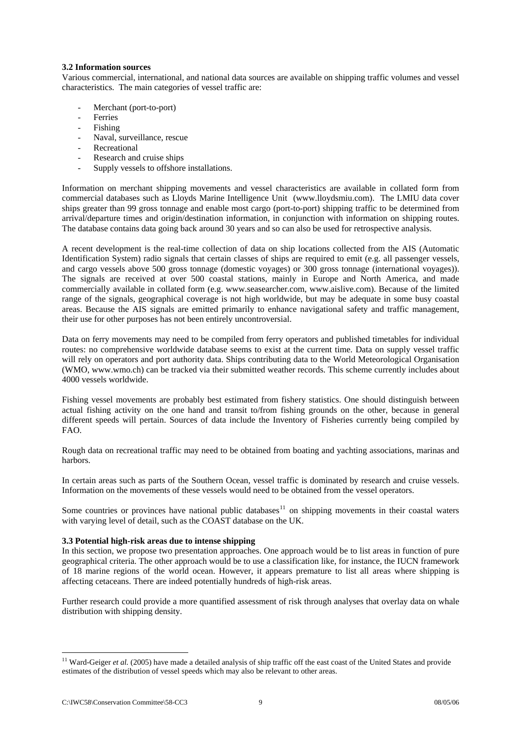**3.2 Information sources**

Various commercial, international, and national data sources are available on shipping traffic volumes and vessel characteristics. The main categories of vessel traffic are:

- Merchant (port-to-port)
- Ferries
- Fishing
- Naval, surveillance, rescue
- Recreational
- Research and cruise ships
- Supply vessels to offshore installations.

Information on merchant shipping movements and vessel characteristics are available in collated form from commercial databases such as Lloyds Marine Intelligence Unit (www.lloydsmiu.com). The LMIU data cover ships greater than 99 gross tonnage and enable most cargo (port-to-port) shipping traffic to be determined from arrival/departure times and origin/destination information, in conjunction with information on shipping routes. The database contains data going back around 30 years and so can also be used for retrospective analysis.

A recent development is the real-time collection of data on ship locations collected from the AIS (Automatic Identification System) radio signals that certain classes of ships are required to emit (e.g. all passenger vessels, and cargo vessels above 500 gross tonnage (domestic voyages) or 300 gross tonnage (international voyages)). The signals are received at over 500 coastal stations, mainly in Europe and North America, and made commercially available in collated form (e.g. www.seasearcher.com, www.aislive.com). Because of the limited range of the signals, geographical coverage is not high worldwide, but may be adequate in some busy coastal areas. Because the AIS signals are emitted primarily to enhance navigational safety and traffic management, their use for other purposes has not been entirely uncontroversial.

Data on ferry movements may need to be compiled from ferry operators and published timetables for individual routes: no comprehensive worldwide database seems to exist at the current time. Data on supply vessel traffic will rely on operators and port authority data. Ships contributing data to the World Meteorological Organisation (WMO, www.wmo.ch) can be tracked via their submitted weather records. This scheme currently includes about 4000 vessels worldwide.

Fishing vessel movements are probably best estimated from fishery statistics. One should distinguish between actual fishing activity on the one hand and transit to/from fishing grounds on the other, because in general different speeds will pertain. Sources of data include the Inventory of Fisheries currently being compiled by FAO.

Rough data on recreational traffic may need to be obtained from boating and yachting associations, marinas and harbors.

In certain areas such as parts of the Southern Ocean, vessel traffic is dominated by research and cruise vessels. Information on the movements of these vessels would need to be obtained from the vessel operators.

Some countries or provinces have national public databases[11] on shipping movements in their coastal waters with varying level of detail, such as the COAST database on the UK.

**3.3 Potential high-risk areas due to intense shipping**

In this section, we propose two presentation approaches. One approach would be to list areas in function of pure geographical criteria. The other approach would be to use a classification like, for instance, the IUCN framework of 18 marine regions of the world ocean. However, it appears premature to list all areas where shipping is affecting cetaceans. There are indeed potentially hundreds of high-risk areas.

Further research could provide a more quantified assessment of risk through analyses that overlay data on whale distribution with shipping density.

[11] Ward-Geiger *et al.* (2005) have made a detailed analysis of ship traffic off the east coast of the United States and provide estimates of the distribution of vessel speeds which may also be relevant to other areas.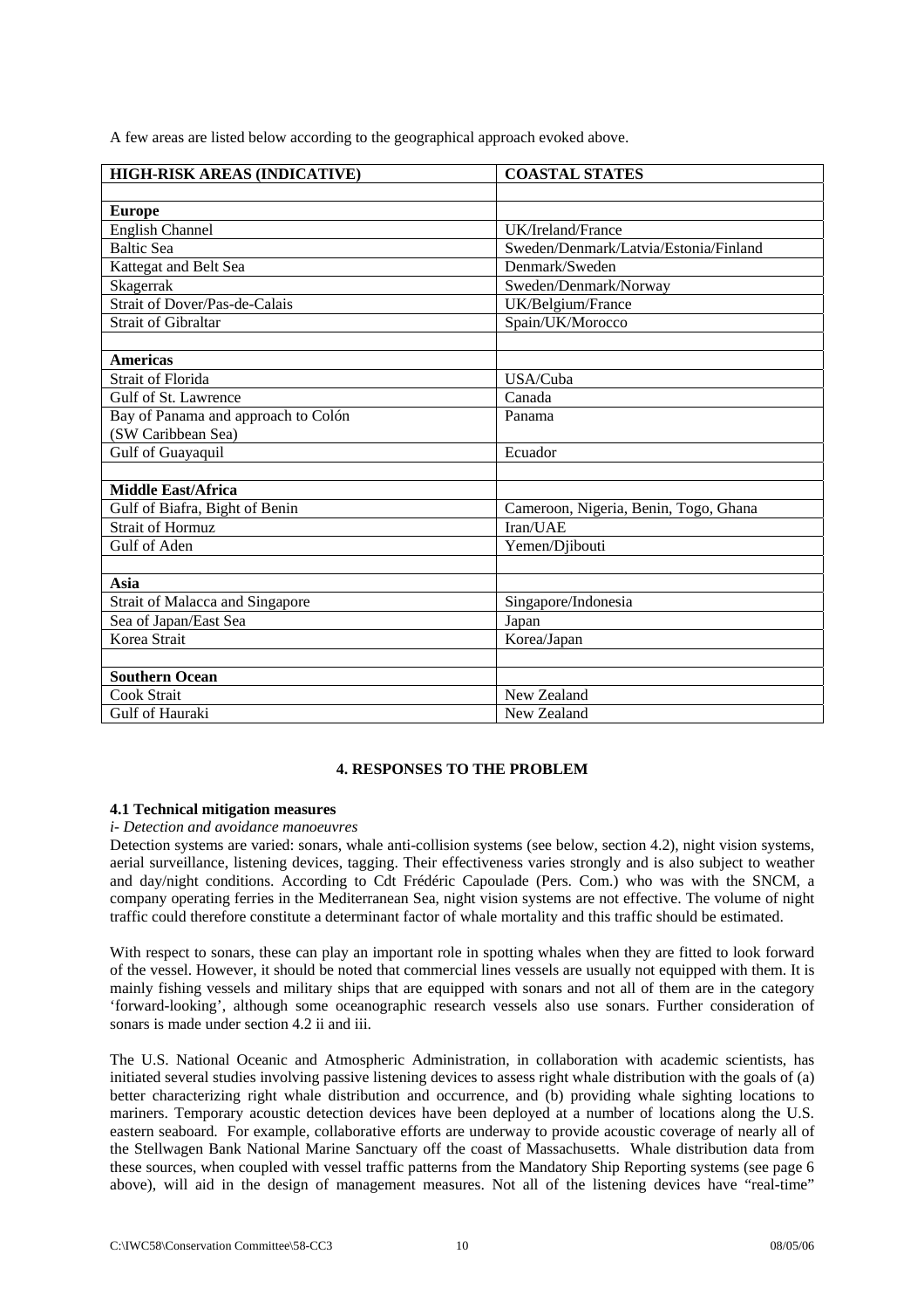A few areas are listed below according to the geographical approach evoked above.

| HIGH-RISK AREAS (INDICATIVE) | COASTAL STATES |
|---|---|
| | |
| **Europe** | |
| English Channel | UK/Ireland/France |
| Baltic Sea | Sweden/Denmark/Latvia/Estonia/Finland |
| Kattegat and Belt Sea | Denmark/Sweden |
| Skagerrak | Sweden/Denmark/Norway |
| Strait of Dover/Pas-de-Calais | UK/Belgium/France |
| Strait of Gibraltar | Spain/UK/Morocco |
| | |
| **Americas** | |
| Strait of Florida | USA/Cuba |
| Gulf of St. Lawrence | Canada |
| Bay of Panama and approach to Colón (SW Caribbean Sea) | Panama |
| Gulf of Guayaquil | Ecuador |
| | |
| **Middle East/Africa** | |
| Gulf of Biafra, Bight of Benin | Cameroon, Nigeria, Benin, Togo, Ghana |
| Strait of Hormuz | Iran/UAE |
| Gulf of Aden | Yemen/Djibouti |
| | |
| **Asia** | |
| Strait of Malacca and Singapore | Singapore/Indonesia |
| Sea of Japan/East Sea | Japan |
| Korea Strait | Korea/Japan |
| | |
| **Southern Ocean** | |
| Cook Strait | New Zealand |
| Gulf of Hauraki | New Zealand |

## 4. RESPONSES TO THE PROBLEM

### 4.1 Technical mitigation measures

*i- Detection and avoidance manoeuvres*

Detection systems are varied: sonars, whale anti-collision systems (see below, section 4.2), night vision systems, aerial surveillance, listening devices, tagging. Their effectiveness varies strongly and is also subject to weather and day/night conditions. According to Cdt Frédéric Capoulade (Pers. Com.) who was with the SNCM, a company operating ferries in the Mediterranean Sea, night vision systems are not effective. The volume of night traffic could therefore constitute a determinant factor of whale mortality and this traffic should be estimated.

With respect to sonars, these can play an important role in spotting whales when they are fitted to look forward of the vessel. However, it should be noted that commercial lines vessels are usually not equipped with them. It is mainly fishing vessels and military ships that are equipped with sonars and not all of them are in the category 'forward-looking', although some oceanographic research vessels also use sonars. Further consideration of sonars is made under section 4.2 ii and iii.

The U.S. National Oceanic and Atmospheric Administration, in collaboration with academic scientists, has initiated several studies involving passive listening devices to assess right whale distribution with the goals of (a) better characterizing right whale distribution and occurrence, and (b) providing whale sighting locations to mariners. Temporary acoustic detection devices have been deployed at a number of locations along the U.S. eastern seaboard. For example, collaborative efforts are underway to provide acoustic coverage of nearly all of the Stellwagen Bank National Marine Sanctuary off the coast of Massachusetts. Whale distribution data from these sources, when coupled with vessel traffic patterns from the Mandatory Ship Reporting systems (see page 6 above), will aid in the design of management measures. Not all of the listening devices have "real-time"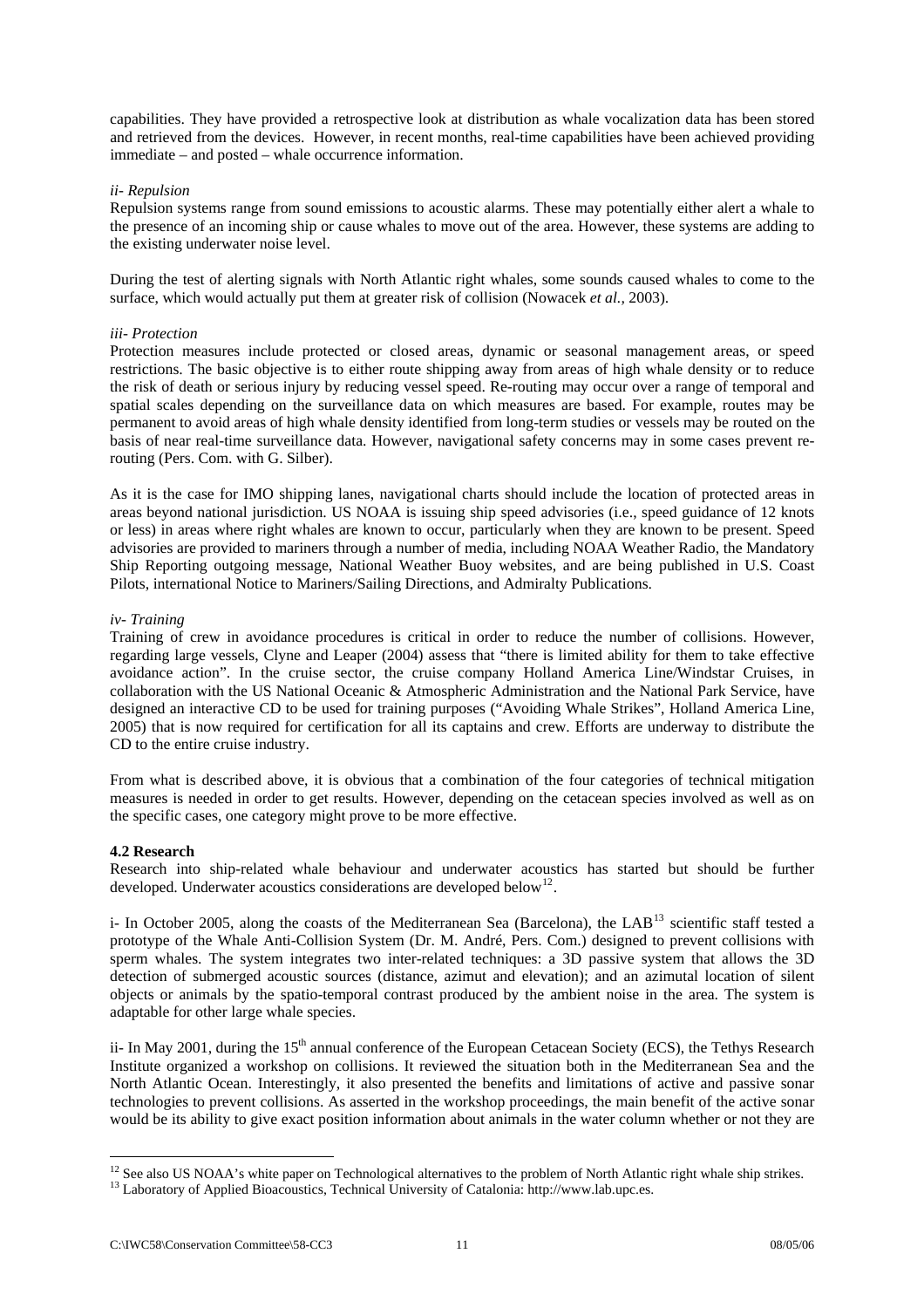capabilities. They have provided a retrospective look at distribution as whale vocalization data has been stored and retrieved from the devices. However, in recent months, real-time capabilities have been achieved providing immediate – and posted – whale occurrence information.

*ii- Repulsion*

Repulsion systems range from sound emissions to acoustic alarms. These may potentially either alert a whale to the presence of an incoming ship or cause whales to move out of the area. However, these systems are adding to the existing underwater noise level.

During the test of alerting signals with North Atlantic right whales, some sounds caused whales to come to the surface, which would actually put them at greater risk of collision (Nowacek *et al.*, 2003).

*iii- Protection*

Protection measures include protected or closed areas, dynamic or seasonal management areas, or speed restrictions. The basic objective is to either route shipping away from areas of high whale density or to reduce the risk of death or serious injury by reducing vessel speed. Re-routing may occur over a range of temporal and spatial scales depending on the surveillance data on which measures are based. For example, routes may be permanent to avoid areas of high whale density identified from long-term studies or vessels may be routed on the basis of near real-time surveillance data. However, navigational safety concerns may in some cases prevent re-routing (Pers. Com. with G. Silber).

As it is the case for IMO shipping lanes, navigational charts should include the location of protected areas in areas beyond national jurisdiction. US NOAA is issuing ship speed advisories (i.e., speed guidance of 12 knots or less) in areas where right whales are known to occur, particularly when they are known to be present. Speed advisories are provided to mariners through a number of media, including NOAA Weather Radio, the Mandatory Ship Reporting outgoing message, National Weather Buoy websites, and are being published in U.S. Coast Pilots, international Notice to Mariners/Sailing Directions, and Admiralty Publications.

*iv- Training*

Training of crew in avoidance procedures is critical in order to reduce the number of collisions. However, regarding large vessels, Clyne and Leaper (2004) assess that "there is limited ability for them to take effective avoidance action". In the cruise sector, the cruise company Holland America Line/Windstar Cruises, in collaboration with the US National Oceanic & Atmospheric Administration and the National Park Service, have designed an interactive CD to be used for training purposes ("Avoiding Whale Strikes", Holland America Line, 2005) that is now required for certification for all its captains and crew. Efforts are underway to distribute the CD to the entire cruise industry.

From what is described above, it is obvious that a combination of the four categories of technical mitigation measures is needed in order to get results. However, depending on the cetacean species involved as well as on the specific cases, one category might prove to be more effective.

**4.2 Research**

Research into ship-related whale behaviour and underwater acoustics has started but should be further developed. Underwater acoustics considerations are developed below[12].

i- In October 2005, along the coasts of the Mediterranean Sea (Barcelona), the LAB[13] scientific staff tested a prototype of the Whale Anti-Collision System (Dr. M. André, Pers. Com.) designed to prevent collisions with sperm whales. The system integrates two inter-related techniques: a 3D passive system that allows the 3D detection of submerged acoustic sources (distance, azimut and elevation); and an azimutal location of silent objects or animals by the spatio-temporal contrast produced by the ambient noise in the area. The system is adaptable for other large whale species.

ii- In May 2001, during the 15th annual conference of the European Cetacean Society (ECS), the Tethys Research Institute organized a workshop on collisions. It reviewed the situation both in the Mediterranean Sea and the North Atlantic Ocean. Interestingly, it also presented the benefits and limitations of active and passive sonar technologies to prevent collisions. As asserted in the workshop proceedings, the main benefit of the active sonar would be its ability to give exact position information about animals in the water column whether or not they are

[12] See also US NOAA's white paper on Technological alternatives to the problem of North Atlantic right whale ship strikes.

[13] Laboratory of Applied Bioacoustics, Technical University of Catalonia: http://www.lab.upc.es.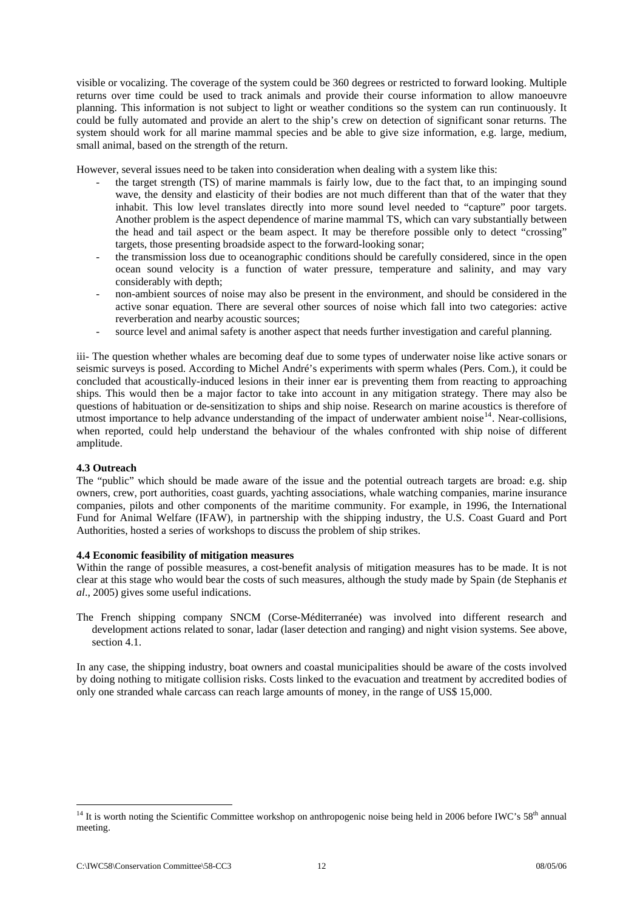visible or vocalizing. The coverage of the system could be 360 degrees or restricted to forward looking. Multiple returns over time could be used to track animals and provide their course information to allow manoeuvre planning. This information is not subject to light or weather conditions so the system can run continuously. It could be fully automated and provide an alert to the ship's crew on detection of significant sonar returns. The system should work for all marine mammal species and be able to give size information, e.g. large, medium, small animal, based on the strength of the return.

However, several issues need to be taken into consideration when dealing with a system like this:

- the target strength (TS) of marine mammals is fairly low, due to the fact that, to an impinging sound wave, the density and elasticity of their bodies are not much different than that of the water that they inhabit. This low level translates directly into more sound level needed to "capture" poor targets. Another problem is the aspect dependence of marine mammal TS, which can vary substantially between the head and tail aspect or the beam aspect. It may be therefore possible only to detect "crossing" targets, those presenting broadside aspect to the forward-looking sonar;
- the transmission loss due to oceanographic conditions should be carefully considered, since in the open ocean sound velocity is a function of water pressure, temperature and salinity, and may vary considerably with depth;
- non-ambient sources of noise may also be present in the environment, and should be considered in the active sonar equation. There are several other sources of noise which fall into two categories: active reverberation and nearby acoustic sources;
- source level and animal safety is another aspect that needs further investigation and careful planning.

iii- The question whether whales are becoming deaf due to some types of underwater noise like active sonars or seismic surveys is posed. According to Michel André's experiments with sperm whales (Pers. Com.), it could be concluded that acoustically-induced lesions in their inner ear is preventing them from reacting to approaching ships. This would then be a major factor to take into account in any mitigation strategy. There may also be questions of habituation or de-sensitization to ships and ship noise. Research on marine acoustics is therefore of utmost importance to help advance understanding of the impact of underwater ambient noise[14]. Near-collisions, when reported, could help understand the behaviour of the whales confronted with ship noise of different amplitude.

**4.3 Outreach**

The "public" which should be made aware of the issue and the potential outreach targets are broad: e.g. ship owners, crew, port authorities, coast guards, yachting associations, whale watching companies, marine insurance companies, pilots and other components of the maritime community. For example, in 1996, the International Fund for Animal Welfare (IFAW), in partnership with the shipping industry, the U.S. Coast Guard and Port Authorities, hosted a series of workshops to discuss the problem of ship strikes.

**4.4 Economic feasibility of mitigation measures**

Within the range of possible measures, a cost-benefit analysis of mitigation measures has to be made. It is not clear at this stage who would bear the costs of such measures, although the study made by Spain (de Stephanis *et al*., 2005) gives some useful indications.

The French shipping company SNCM (Corse-Méditerranée) was involved into different research and development actions related to sonar, ladar (laser detection and ranging) and night vision systems. See above, section 4.1.

In any case, the shipping industry, boat owners and coastal municipalities should be aware of the costs involved by doing nothing to mitigate collision risks. Costs linked to the evacuation and treatment by accredited bodies of only one stranded whale carcass can reach large amounts of money, in the range of US$ 15,000.

---

[14] It is worth noting the Scientific Committee workshop on anthropogenic noise being held in 2006 before IWC's 58th annual meeting.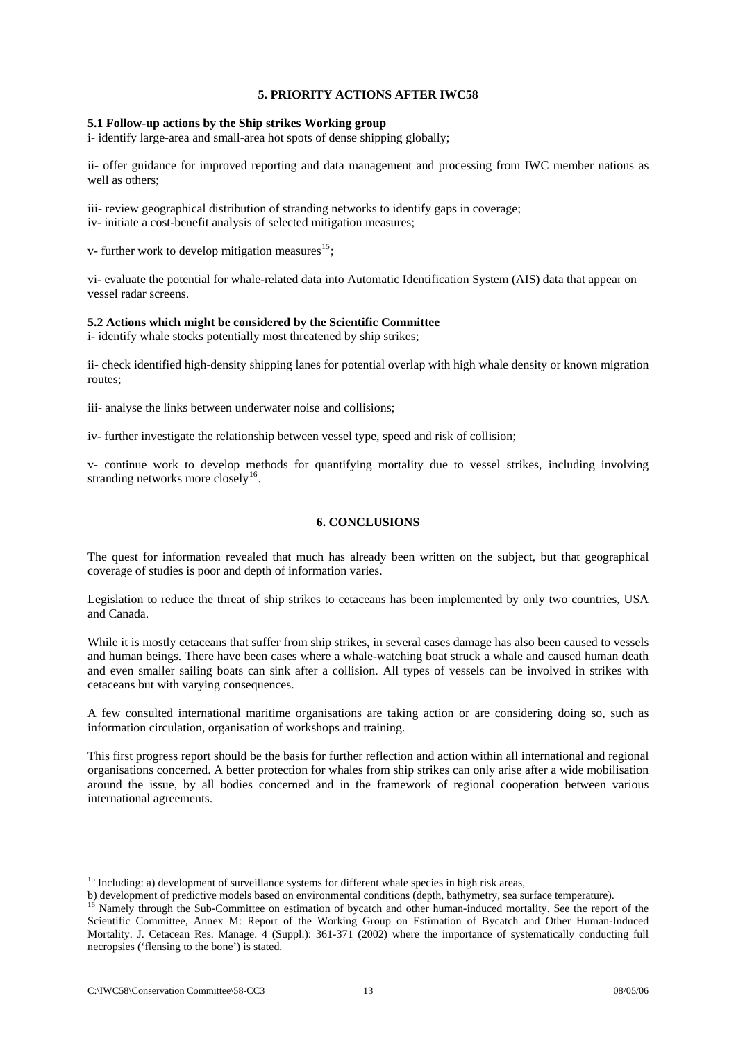## 5. PRIORITY ACTIONS AFTER IWC58

### 5.1 Follow-up actions by the Ship strikes Working group

i- identify large-area and small-area hot spots of dense shipping globally;

ii- offer guidance for improved reporting and data management and processing from IWC member nations as well as others;

iii- review geographical distribution of stranding networks to identify gaps in coverage;
iv- initiate a cost-benefit analysis of selected mitigation measures;

v- further work to develop mitigation measures[15];

vi- evaluate the potential for whale-related data into Automatic Identification System (AIS) data that appear on vessel radar screens.

### 5.2 Actions which might be considered by the Scientific Committee

i- identify whale stocks potentially most threatened by ship strikes;

ii- check identified high-density shipping lanes for potential overlap with high whale density or known migration routes;

iii- analyse the links between underwater noise and collisions;

iv- further investigate the relationship between vessel type, speed and risk of collision;

v- continue work to develop methods for quantifying mortality due to vessel strikes, including involving stranding networks more closely[16].

## 6. CONCLUSIONS

The quest for information revealed that much has already been written on the subject, but that geographical coverage of studies is poor and depth of information varies.

Legislation to reduce the threat of ship strikes to cetaceans has been implemented by only two countries, USA and Canada.

While it is mostly cetaceans that suffer from ship strikes, in several cases damage has also been caused to vessels and human beings. There have been cases where a whale-watching boat struck a whale and caused human death and even smaller sailing boats can sink after a collision. All types of vessels can be involved in strikes with cetaceans but with varying consequences.

A few consulted international maritime organisations are taking action or are considering doing so, such as information circulation, organisation of workshops and training.

This first progress report should be the basis for further reflection and action within all international and regional organisations concerned. A better protection for whales from ship strikes can only arise after a wide mobilisation around the issue, by all bodies concerned and in the framework of regional cooperation between various international agreements.

---

[15] Including: a) development of surveillance systems for different whale species in high risk areas,
b) development of predictive models based on environmental conditions (depth, bathymetry, sea surface temperature).

[16] Namely through the Sub-Committee on estimation of bycatch and other human-induced mortality. See the report of the Scientific Committee, Annex M: Report of the Working Group on Estimation of Bycatch and Other Human-Induced Mortality. J. Cetacean Res. Manage. 4 (Suppl.): 361-371 (2002) where the importance of systematically conducting full necropsies ('flensing to the bone') is stated.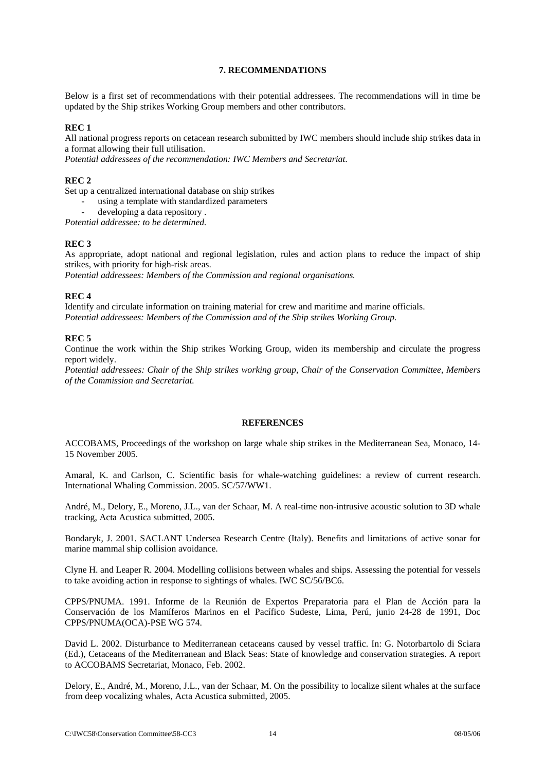## 7. RECOMMENDATIONS

Below is a first set of recommendations with their potential addressees. The recommendations will in time be updated by the Ship strikes Working Group members and other contributors.

**REC 1**

All national progress reports on cetacean research submitted by IWC members should include ship strikes data in a format allowing their full utilisation.

*Potential addressees of the recommendation: IWC Members and Secretariat.*

**REC 2**

Set up a centralized international database on ship strikes

- using a template with standardized parameters
- developing a data repository .

*Potential addressee: to be determined.*

**REC 3**

As appropriate, adopt national and regional legislation, rules and action plans to reduce the impact of ship strikes, with priority for high-risk areas.

*Potential addressees: Members of the Commission and regional organisations.*

**REC 4**

Identify and circulate information on training material for crew and maritime and marine officials.

*Potential addressees: Members of the Commission and of the Ship strikes Working Group.*

**REC 5**

Continue the work within the Ship strikes Working Group, widen its membership and circulate the progress report widely.

*Potential addressees: Chair of the Ship strikes working group, Chair of the Conservation Committee, Members of the Commission and Secretariat.*

## REFERENCES

ACCOBAMS, Proceedings of the workshop on large whale ship strikes in the Mediterranean Sea, Monaco, 14-15 November 2005.

Amaral, K. and Carlson, C. Scientific basis for whale-watching guidelines: a review of current research. International Whaling Commission. 2005. SC/57/WW1.

André, M., Delory, E., Moreno, J.L., van der Schaar, M. A real-time non-intrusive acoustic solution to 3D whale tracking, Acta Acustica submitted, 2005.

Bondaryk, J. 2001. SACLANT Undersea Research Centre (Italy). Benefits and limitations of active sonar for marine mammal ship collision avoidance.

Clyne H. and Leaper R. 2004. Modelling collisions between whales and ships. Assessing the potential for vessels to take avoiding action in response to sightings of whales. IWC SC/56/BC6.

CPPS/PNUMA. 1991. Informe de la Reunión de Expertos Preparatoria para el Plan de Acción para la Conservación de los Mamíferos Marinos en el Pacífico Sudeste, Lima, Perú, junio 24-28 de 1991, Doc CPPS/PNUMA(OCA)-PSE WG 574.

David L. 2002. Disturbance to Mediterranean cetaceans caused by vessel traffic. In: G. Notorbartolo di Sciara (Ed.), Cetaceans of the Mediterranean and Black Seas: State of knowledge and conservation strategies. A report to ACCOBAMS Secretariat, Monaco, Feb. 2002.

Delory, E., André, M., Moreno, J.L., van der Schaar, M. On the possibility to localize silent whales at the surface from deep vocalizing whales, Acta Acustica submitted, 2005.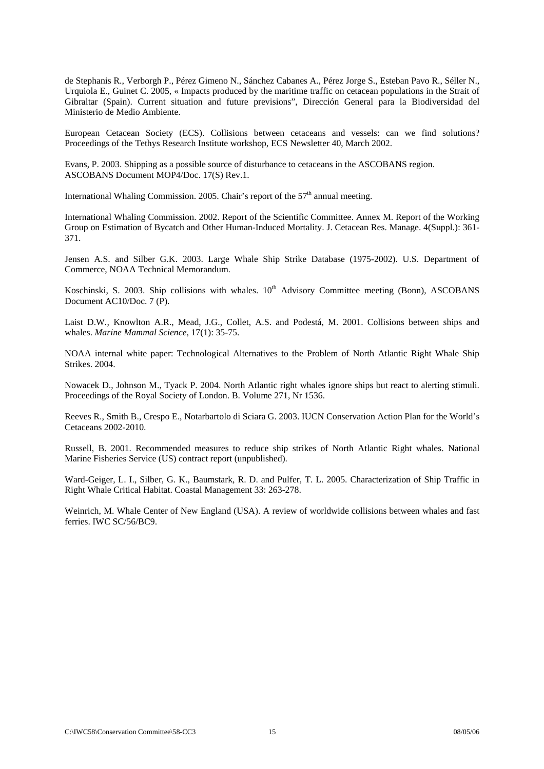de Stephanis R., Verborgh P., Pérez Gimeno N., Sánchez Cabanes A., Pérez Jorge S., Esteban Pavo R., Séller N., Urquiola E., Guinet C. 2005, « Impacts produced by the maritime traffic on cetacean populations in the Strait of Gibraltar (Spain). Current situation and future previsions", Dirección General para la Biodiversidad del Ministerio de Medio Ambiente.

European Cetacean Society (ECS). Collisions between cetaceans and vessels: can we find solutions? Proceedings of the Tethys Research Institute workshop, ECS Newsletter 40, March 2002.

Evans, P. 2003. Shipping as a possible source of disturbance to cetaceans in the ASCOBANS region. ASCOBANS Document MOP4/Doc. 17(S) Rev.1.

International Whaling Commission. 2005. Chair's report of the 57th annual meeting.

International Whaling Commission. 2002. Report of the Scientific Committee. Annex M. Report of the Working Group on Estimation of Bycatch and Other Human-Induced Mortality. J. Cetacean Res. Manage. 4(Suppl.): 361-371.

Jensen A.S. and Silber G.K. 2003. Large Whale Ship Strike Database (1975-2002). U.S. Department of Commerce, NOAA Technical Memorandum.

Koschinski, S. 2003. Ship collisions with whales. 10th Advisory Committee meeting (Bonn), ASCOBANS Document AC10/Doc. 7 (P).

Laist D.W., Knowlton A.R., Mead, J.G., Collet, A.S. and Podestá, M. 2001. Collisions between ships and whales. *Marine Mammal Science*, 17(1): 35-75.

NOAA internal white paper: Technological Alternatives to the Problem of North Atlantic Right Whale Ship Strikes. 2004.

Nowacek D., Johnson M., Tyack P. 2004. North Atlantic right whales ignore ships but react to alerting stimuli. Proceedings of the Royal Society of London. B. Volume 271, Nr 1536.

Reeves R., Smith B., Crespo E., Notarbartolo di Sciara G. 2003. IUCN Conservation Action Plan for the World's Cetaceans 2002-2010.

Russell, B. 2001. Recommended measures to reduce ship strikes of North Atlantic Right whales. National Marine Fisheries Service (US) contract report (unpublished).

Ward-Geiger, L. I., Silber, G. K., Baumstark, R. D. and Pulfer, T. L. 2005. Characterization of Ship Traffic in Right Whale Critical Habitat. Coastal Management 33: 263-278.

Weinrich, M. Whale Center of New England (USA). A review of worldwide collisions between whales and fast ferries. IWC SC/56/BC9.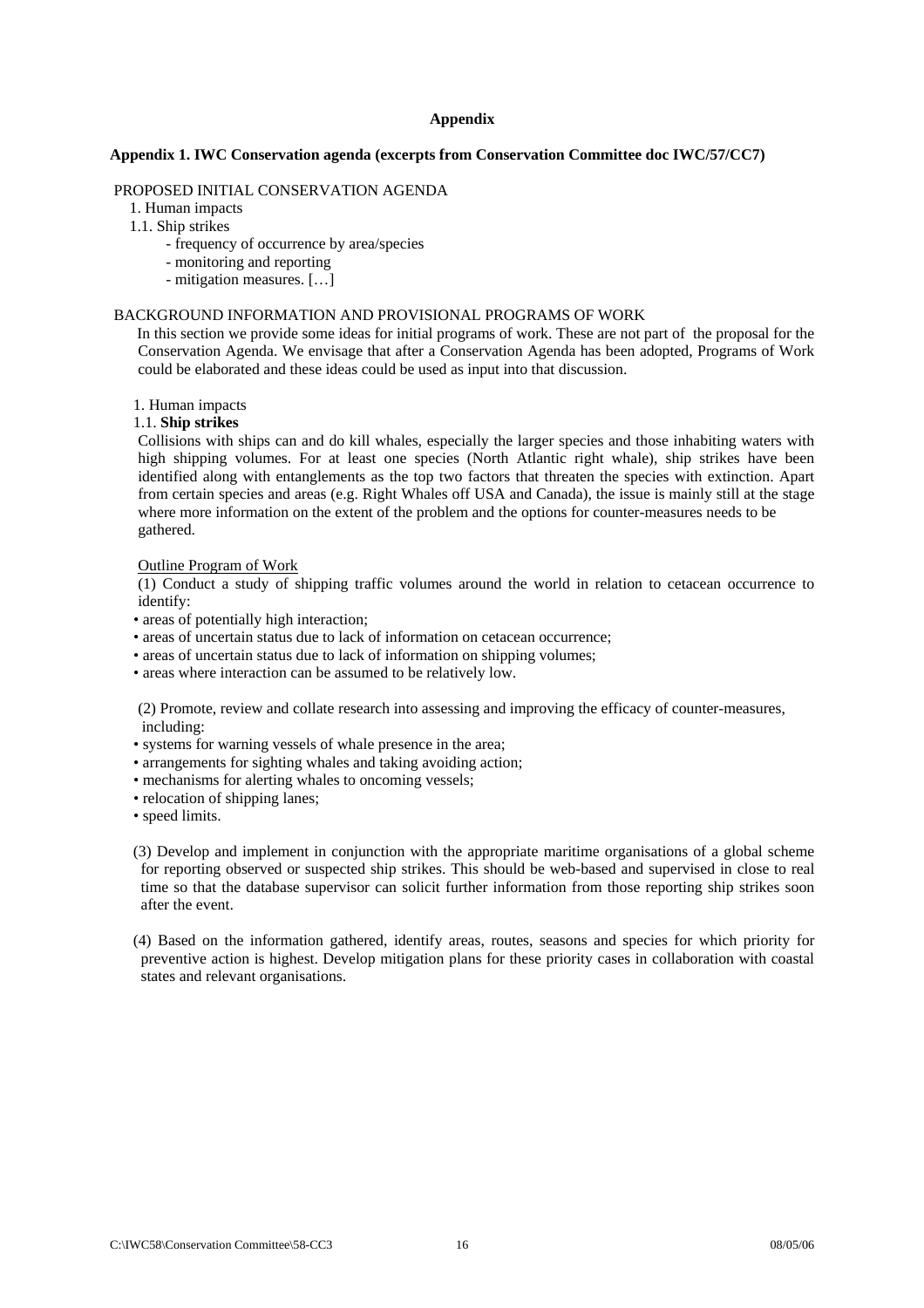# Appendix

## Appendix 1. IWC Conservation agenda (excerpts from Conservation Committee doc IWC/57/CC7)

PROPOSED INITIAL CONSERVATION AGENDA

1. Human impacts

1.1. Ship strikes
- frequency of occurrence by area/species
- monitoring and reporting
- mitigation measures. […]

BACKGROUND INFORMATION AND PROVISIONAL PROGRAMS OF WORK

In this section we provide some ideas for initial programs of work. These are not part of the proposal for the Conservation Agenda. We envisage that after a Conservation Agenda has been adopted, Programs of Work could be elaborated and these ideas could be used as input into that discussion.

1. Human impacts

1.1. **Ship strikes**

Collisions with ships can and do kill whales, especially the larger species and those inhabiting waters with high shipping volumes. For at least one species (North Atlantic right whale), ship strikes have been identified along with entanglements as the top two factors that threaten the species with extinction. Apart from certain species and areas (e.g. Right Whales off USA and Canada), the issue is mainly still at the stage where more information on the extent of the problem and the options for counter-measures needs to be gathered.

<u>Outline Program of Work</u>

(1) Conduct a study of shipping traffic volumes around the world in relation to cetacean occurrence to identify:
- areas of potentially high interaction;
- areas of uncertain status due to lack of information on cetacean occurrence;
- areas of uncertain status due to lack of information on shipping volumes;
- areas where interaction can be assumed to be relatively low.

(2) Promote, review and collate research into assessing and improving the efficacy of counter-measures, including:
- systems for warning vessels of whale presence in the area;
- arrangements for sighting whales and taking avoiding action;
- mechanisms for alerting whales to oncoming vessels;
- relocation of shipping lanes;
- speed limits.

(3) Develop and implement in conjunction with the appropriate maritime organisations of a global scheme for reporting observed or suspected ship strikes. This should be web-based and supervised in close to real time so that the database supervisor can solicit further information from those reporting ship strikes soon after the event.

(4) Based on the information gathered, identify areas, routes, seasons and species for which priority for preventive action is highest. Develop mitigation plans for these priority cases in collaboration with coastal states and relevant organisations.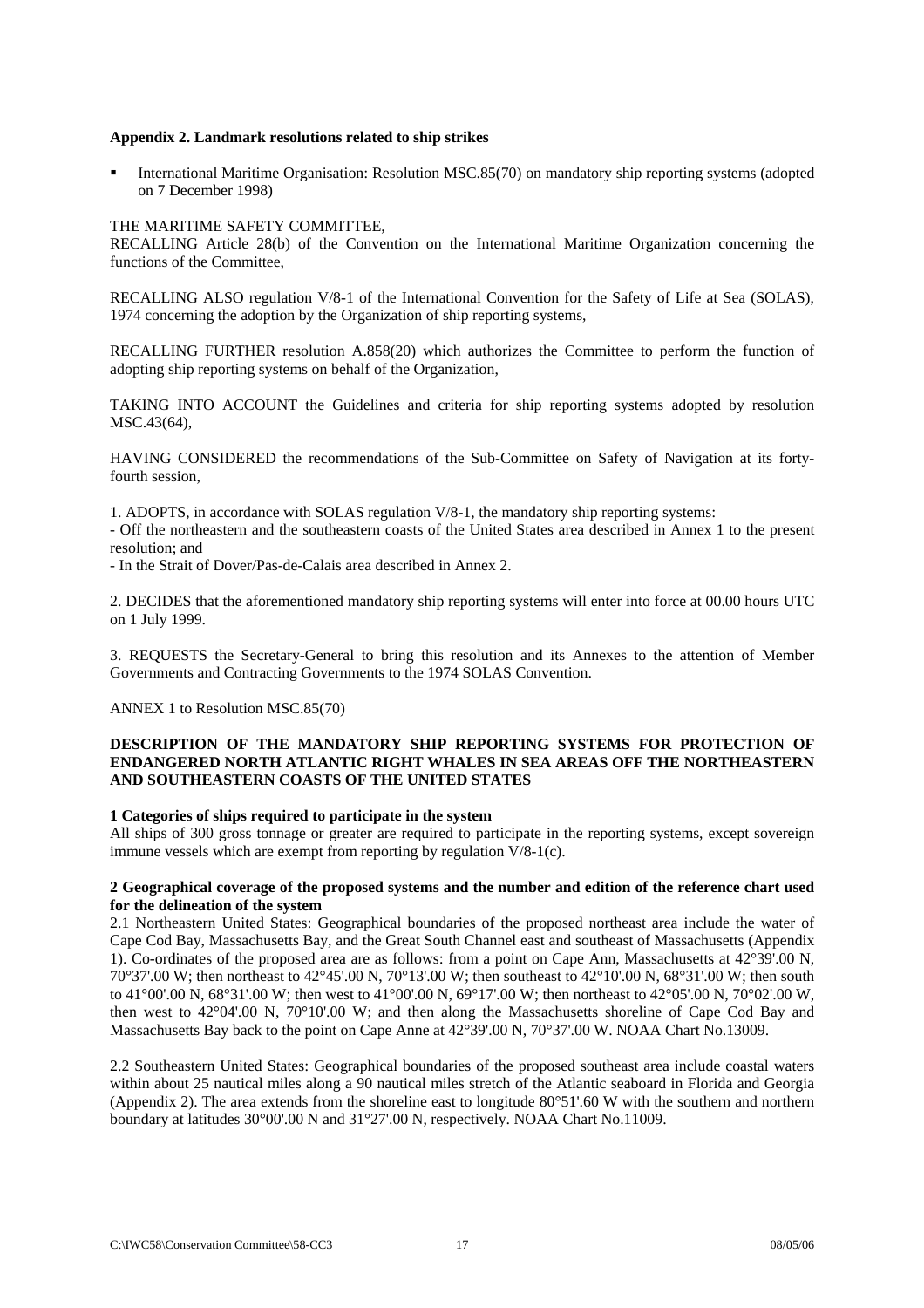**Appendix 2. Landmark resolutions related to ship strikes**

- International Maritime Organisation: Resolution MSC.85(70) on mandatory ship reporting systems (adopted on 7 December 1998)

THE MARITIME SAFETY COMMITTEE,
RECALLING Article 28(b) of the Convention on the International Maritime Organization concerning the functions of the Committee,

RECALLING ALSO regulation V/8-1 of the International Convention for the Safety of Life at Sea (SOLAS), 1974 concerning the adoption by the Organization of ship reporting systems,

RECALLING FURTHER resolution A.858(20) which authorizes the Committee to perform the function of adopting ship reporting systems on behalf of the Organization,

TAKING INTO ACCOUNT the Guidelines and criteria for ship reporting systems adopted by resolution MSC.43(64),

HAVING CONSIDERED the recommendations of the Sub-Committee on Safety of Navigation at its forty-fourth session,

1. ADOPTS, in accordance with SOLAS regulation V/8-1, the mandatory ship reporting systems:
- Off the northeastern and the southeastern coasts of the United States area described in Annex 1 to the present resolution; and
- In the Strait of Dover/Pas-de-Calais area described in Annex 2.

2. DECIDES that the aforementioned mandatory ship reporting systems will enter into force at 00.00 hours UTC on 1 July 1999.

3. REQUESTS the Secretary-General to bring this resolution and its Annexes to the attention of Member Governments and Contracting Governments to the 1974 SOLAS Convention.

ANNEX 1 to Resolution MSC.85(70)

**DESCRIPTION OF THE MANDATORY SHIP REPORTING SYSTEMS FOR PROTECTION OF ENDANGERED NORTH ATLANTIC RIGHT WHALES IN SEA AREAS OFF THE NORTHEASTERN AND SOUTHEASTERN COASTS OF THE UNITED STATES**

**1 Categories of ships required to participate in the system**
All ships of 300 gross tonnage or greater are required to participate in the reporting systems, except sovereign immune vessels which are exempt from reporting by regulation V/8-1(c).

**2 Geographical coverage of the proposed systems and the number and edition of the reference chart used for the delineation of the system**
2.1 Northeastern United States: Geographical boundaries of the proposed northeast area include the water of Cape Cod Bay, Massachusetts Bay, and the Great South Channel east and southeast of Massachusetts (Appendix 1). Co-ordinates of the proposed area are as follows: from a point on Cape Ann, Massachusetts at 42°39'.00 N, 70°37'.00 W; then northeast to 42°45'.00 N, 70°13'.00 W; then southeast to 42°10'.00 N, 68°31'.00 W; then south to 41°00'.00 N, 68°31'.00 W; then west to 41°00'.00 N, 69°17'.00 W; then northeast to 42°05'.00 N, 70°02'.00 W, then west to 42°04'.00 N, 70°10'.00 W; and then along the Massachusetts shoreline of Cape Cod Bay and Massachusetts Bay back to the point on Cape Anne at 42°39'.00 N, 70°37'.00 W. NOAA Chart No.13009.

2.2 Southeastern United States: Geographical boundaries of the proposed southeast area include coastal waters within about 25 nautical miles along a 90 nautical miles stretch of the Atlantic seaboard in Florida and Georgia (Appendix 2). The area extends from the shoreline east to longitude 80°51'.60 W with the southern and northern boundary at latitudes 30°00'.00 N and 31°27'.00 N, respectively. NOAA Chart No.11009.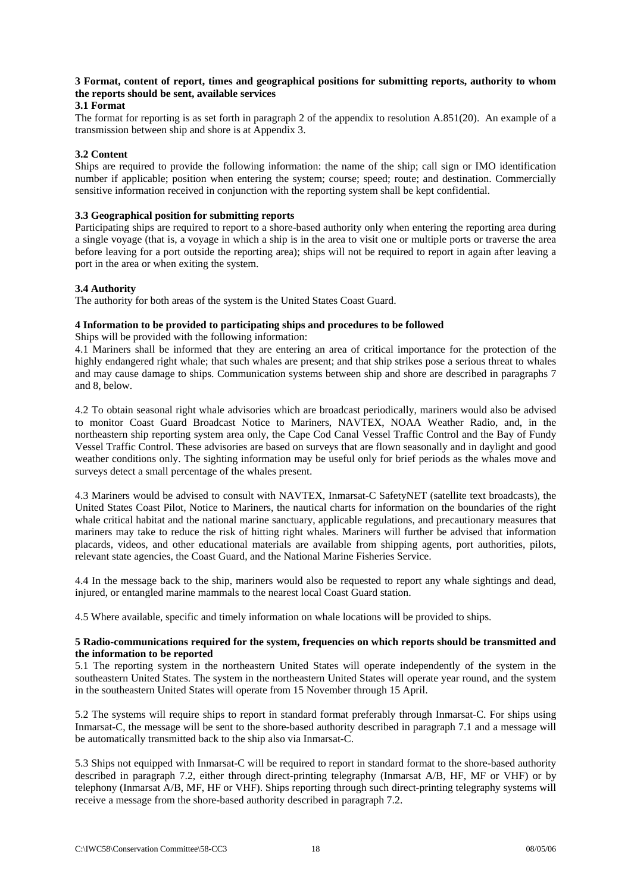### 3 Format, content of report, times and geographical positions for submitting reports, authority to whom the reports should be sent, available services

**3.1 Format**

The format for reporting is as set forth in paragraph 2 of the appendix to resolution A.851(20). An example of a transmission between ship and shore is at Appendix 3.

**3.2 Content**

Ships are required to provide the following information: the name of the ship; call sign or IMO identification number if applicable; position when entering the system; course; speed; route; and destination. Commercially sensitive information received in conjunction with the reporting system shall be kept confidential.

**3.3 Geographical position for submitting reports**

Participating ships are required to report to a shore-based authority only when entering the reporting area during a single voyage (that is, a voyage in which a ship is in the area to visit one or multiple ports or traverse the area before leaving for a port outside the reporting area); ships will not be required to report in again after leaving a port in the area or when exiting the system.

**3.4 Authority**

The authority for both areas of the system is the United States Coast Guard.

### 4 Information to be provided to participating ships and procedures to be followed

Ships will be provided with the following information:

4.1 Mariners shall be informed that they are entering an area of critical importance for the protection of the highly endangered right whale; that such whales are present; and that ship strikes pose a serious threat to whales and may cause damage to ships. Communication systems between ship and shore are described in paragraphs 7 and 8, below.

4.2 To obtain seasonal right whale advisories which are broadcast periodically, mariners would also be advised to monitor Coast Guard Broadcast Notice to Mariners, NAVTEX, NOAA Weather Radio, and, in the northeastern ship reporting system area only, the Cape Cod Canal Vessel Traffic Control and the Bay of Fundy Vessel Traffic Control. These advisories are based on surveys that are flown seasonally and in daylight and good weather conditions only. The sighting information may be useful only for brief periods as the whales move and surveys detect a small percentage of the whales present.

4.3 Mariners would be advised to consult with NAVTEX, Inmarsat-C SafetyNET (satellite text broadcasts), the United States Coast Pilot, Notice to Mariners, the nautical charts for information on the boundaries of the right whale critical habitat and the national marine sanctuary, applicable regulations, and precautionary measures that mariners may take to reduce the risk of hitting right whales. Mariners will further be advised that information placards, videos, and other educational materials are available from shipping agents, port authorities, pilots, relevant state agencies, the Coast Guard, and the National Marine Fisheries Service.

4.4 In the message back to the ship, mariners would also be requested to report any whale sightings and dead, injured, or entangled marine mammals to the nearest local Coast Guard station.

4.5 Where available, specific and timely information on whale locations will be provided to ships.

### 5 Radio-communications required for the system, frequencies on which reports should be transmitted and the information to be reported

5.1 The reporting system in the northeastern United States will operate independently of the system in the southeastern United States. The system in the northeastern United States will operate year round, and the system in the southeastern United States will operate from 15 November through 15 April.

5.2 The systems will require ships to report in standard format preferably through Inmarsat-C. For ships using Inmarsat-C, the message will be sent to the shore-based authority described in paragraph 7.1 and a message will be automatically transmitted back to the ship also via Inmarsat-C.

5.3 Ships not equipped with Inmarsat-C will be required to report in standard format to the shore-based authority described in paragraph 7.2, either through direct-printing telegraphy (Inmarsat A/B, HF, MF or VHF) or by telephony (Inmarsat A/B, MF, HF or VHF). Ships reporting through such direct-printing telegraphy systems will receive a message from the shore-based authority described in paragraph 7.2.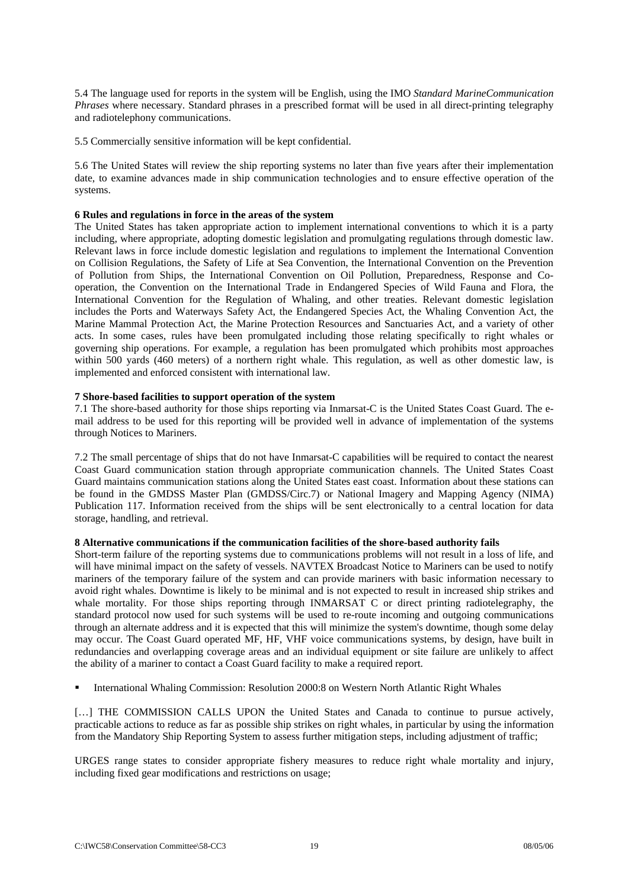5.4 The language used for reports in the system will be English, using the IMO *Standard MarineCommunication Phrases* where necessary. Standard phrases in a prescribed format will be used in all direct-printing telegraphy and radiotelephony communications.

5.5 Commercially sensitive information will be kept confidential.

5.6 The United States will review the ship reporting systems no later than five years after their implementation date, to examine advances made in ship communication technologies and to ensure effective operation of the systems.

**6 Rules and regulations in force in the areas of the system**

The United States has taken appropriate action to implement international conventions to which it is a party including, where appropriate, adopting domestic legislation and promulgating regulations through domestic law. Relevant laws in force include domestic legislation and regulations to implement the International Convention on Collision Regulations, the Safety of Life at Sea Convention, the International Convention on the Prevention of Pollution from Ships, the International Convention on Oil Pollution, Preparedness, Response and Co-operation, the Convention on the International Trade in Endangered Species of Wild Fauna and Flora, the International Convention for the Regulation of Whaling, and other treaties. Relevant domestic legislation includes the Ports and Waterways Safety Act, the Endangered Species Act, the Whaling Convention Act, the Marine Mammal Protection Act, the Marine Protection Resources and Sanctuaries Act, and a variety of other acts. In some cases, rules have been promulgated including those relating specifically to right whales or governing ship operations. For example, a regulation has been promulgated which prohibits most approaches within 500 yards (460 meters) of a northern right whale. This regulation, as well as other domestic law, is implemented and enforced consistent with international law.

**7 Shore-based facilities to support operation of the system**

7.1 The shore-based authority for those ships reporting via Inmarsat-C is the United States Coast Guard. The e-mail address to be used for this reporting will be provided well in advance of implementation of the systems through Notices to Mariners.

7.2 The small percentage of ships that do not have Inmarsat-C capabilities will be required to contact the nearest Coast Guard communication station through appropriate communication channels. The United States Coast Guard maintains communication stations along the United States east coast. Information about these stations can be found in the GMDSS Master Plan (GMDSS/Circ.7) or National Imagery and Mapping Agency (NIMA) Publication 117. Information received from the ships will be sent electronically to a central location for data storage, handling, and retrieval.

**8 Alternative communications if the communication facilities of the shore-based authority fails**

Short-term failure of the reporting systems due to communications problems will not result in a loss of life, and will have minimal impact on the safety of vessels. NAVTEX Broadcast Notice to Mariners can be used to notify mariners of the temporary failure of the system and can provide mariners with basic information necessary to avoid right whales. Downtime is likely to be minimal and is not expected to result in increased ship strikes and whale mortality. For those ships reporting through INMARSAT C or direct printing radiotelegraphy, the standard protocol now used for such systems will be used to re-route incoming and outgoing communications through an alternate address and it is expected that this will minimize the system's downtime, though some delay may occur. The Coast Guard operated MF, HF, VHF voice communications systems, by design, have built in redundancies and overlapping coverage areas and an individual equipment or site failure are unlikely to affect the ability of a mariner to contact a Coast Guard facility to make a required report.

- International Whaling Commission: Resolution 2000:8 on Western North Atlantic Right Whales

[…] THE COMMISSION CALLS UPON the United States and Canada to continue to pursue actively, practicable actions to reduce as far as possible ship strikes on right whales, in particular by using the information from the Mandatory Ship Reporting System to assess further mitigation steps, including adjustment of traffic;

URGES range states to consider appropriate fishery measures to reduce right whale mortality and injury, including fixed gear modifications and restrictions on usage;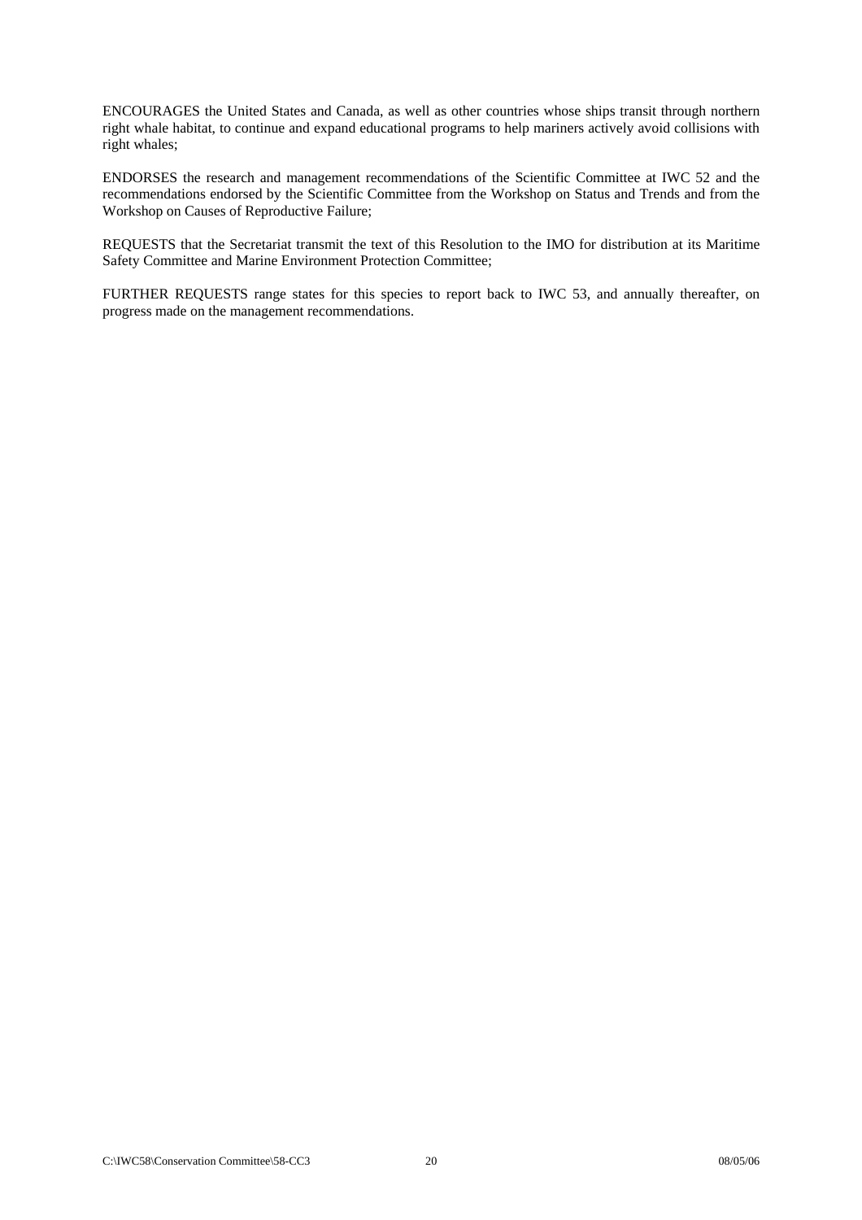ENCOURAGES the United States and Canada, as well as other countries whose ships transit through northern right whale habitat, to continue and expand educational programs to help mariners actively avoid collisions with right whales;

ENDORSES the research and management recommendations of the Scientific Committee at IWC 52 and the recommendations endorsed by the Scientific Committee from the Workshop on Status and Trends and from the Workshop on Causes of Reproductive Failure;

REQUESTS that the Secretariat transmit the text of this Resolution to the IMO for distribution at its Maritime Safety Committee and Marine Environment Protection Committee;

FURTHER REQUESTS range states for this species to report back to IWC 53, and annually thereafter, on progress made on the management recommendations.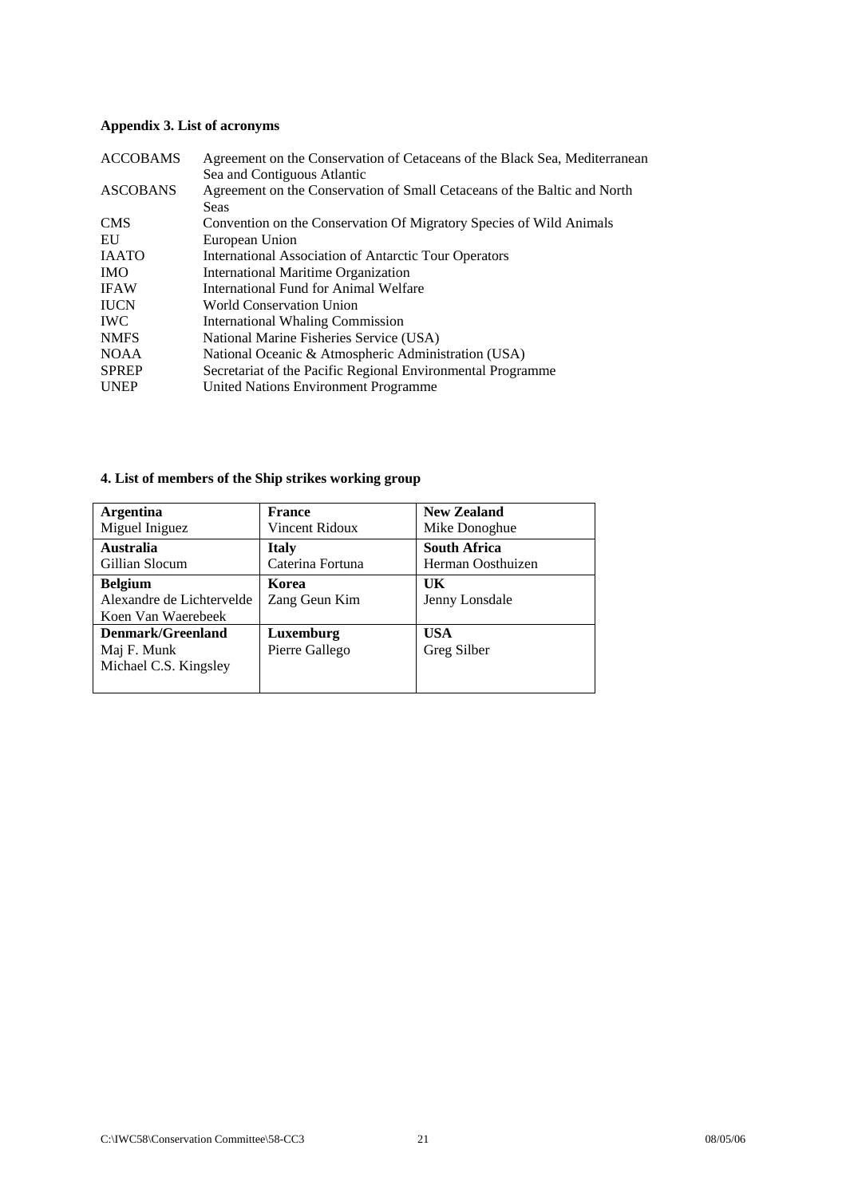## Appendix 3. List of acronyms

| | |
|---|---|
| ACCOBAMS | Agreement on the Conservation of Cetaceans of the Black Sea, Mediterranean Sea and Contiguous Atlantic |
| ASCOBANS | Agreement on the Conservation of Small Cetaceans of the Baltic and North Seas |
| CMS | Convention on the Conservation Of Migratory Species of Wild Animals |
| EU | European Union |
| IAATO | International Association of Antarctic Tour Operators |
| IMO | International Maritime Organization |
| IFAW | International Fund for Animal Welfare |
| IUCN | World Conservation Union |
| IWC | International Whaling Commission |
| NMFS | National Marine Fisheries Service (USA) |
| NOAA | National Oceanic & Atmospheric Administration (USA) |
| SPREP | Secretariat of the Pacific Regional Environmental Programme |
| UNEP | United Nations Environment Programme |

## 4. List of members of the Ship strikes working group

| | | |
|---|---|---|
| **Argentina**<br>Miguel Iniguez | **France**<br>Vincent Ridoux | **New Zealand**<br>Mike Donoghue |
| **Australia**<br>Gillian Slocum | **Italy**<br>Caterina Fortuna | **South Africa**<br>Herman Oosthuizen |
| **Belgium**<br>Alexandre de Lichtervelde<br>Koen Van Waerebeek | **Korea**<br>Zang Geun Kim | **UK**<br>Jenny Lonsdale |
| **Denmark/Greenland**<br>Maj F. Munk<br>Michael C.S. Kingsley | **Luxemburg**<br>Pierre Gallego | **USA**<br>Greg Silber |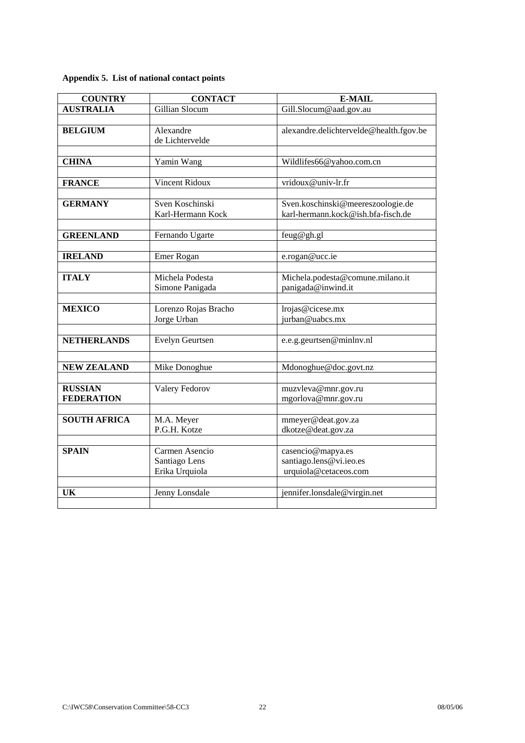**Appendix 5. List of national contact points**

| COUNTRY | CONTACT | E-MAIL |
|---|---|---|
| **AUSTRALIA** | Gillian Slocum | Gill.Slocum@aad.gov.au |
| **BELGIUM** | Alexandre de Lichtervelde | alexandre.delichtervelde@health.fgov.be |
| **CHINA** | Yamin Wang | Wildlifes66@yahoo.com.cn |
| **FRANCE** | Vincent Ridoux | vridoux@univ-lr.fr |
| **GERMANY** | Sven Koschinski<br>Karl-Hermann Kock | Sven.koschinski@meereszoologie.de<br>karl-hermann.kock@ish.bfa-fisch.de |
| **GREENLAND** | Fernando Ugarte | feug@gh.gl |
| **IRELAND** | Emer Rogan | e.rogan@ucc.ie |
| **ITALY** | Michela Podesta<br>Simone Panigada | Michela.podesta@comune.milano.it<br>panigada@inwind.it |
| **MEXICO** | Lorenzo Rojas Bracho<br>Jorge Urban | lrojas@cicese.mx<br>jurban@uabcs.mx |
| **NETHERLANDS** | Evelyn Geurtsen | e.e.g.geurtsen@minlnv.nl |
| **NEW ZEALAND** | Mike Donoghue | Mdonoghue@doc.govt.nz |
| **RUSSIAN FEDERATION** | Valery Fedorov | muzvleva@mnr.gov.ru<br>mgorlova@mnr.gov.ru |
| **SOUTH AFRICA** | M.A. Meyer<br>P.G.H. Kotze | mmeyer@deat.gov.za<br>dkotze@deat.gov.za |
| **SPAIN** | Carmen Asencio<br>Santiago Lens<br>Erika Urquiola | casencio@mapya.es<br>santiago.lens@vi.ieo.es<br>urquiola@cetaceos.com |
| **UK** | Jenny Lonsdale | jennifer.lonsdale@virgin.net |